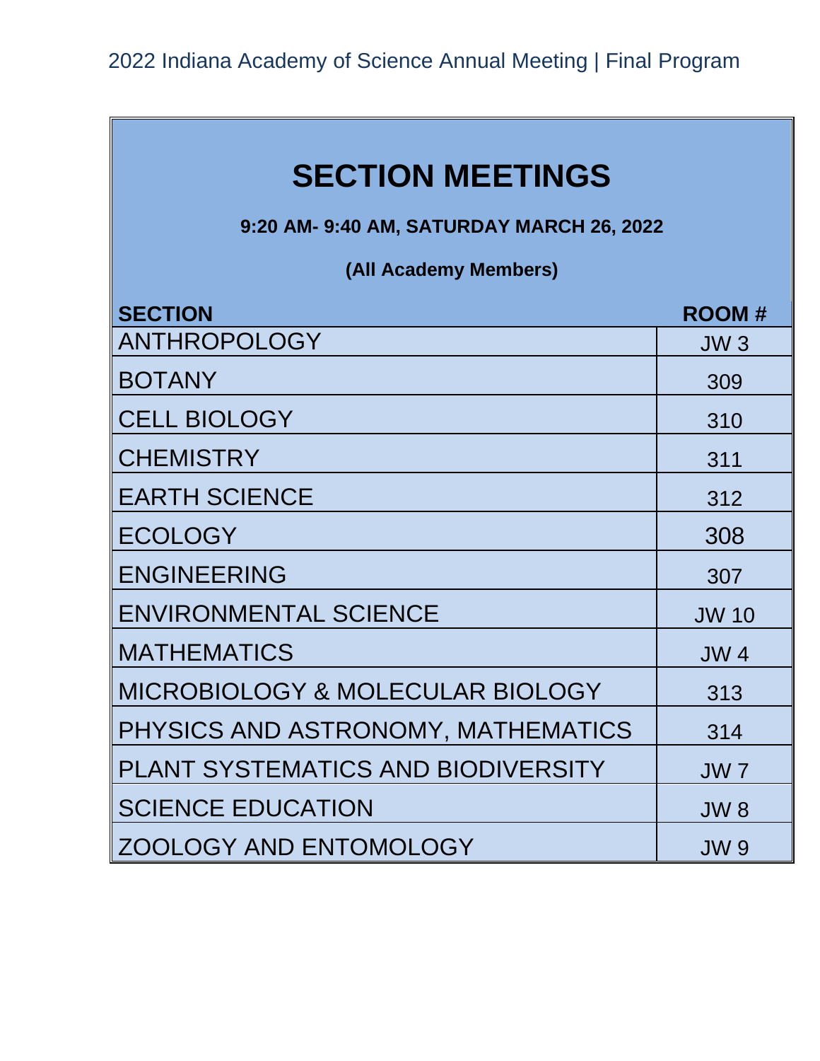# SECTION MEETINGS

**9:20 AM- 9:40 AM, SATURDAY MARCH 26, 2022**

**(All Academy Members)**

| SECTION | ROOM # |
| --- | --- |
| ANTHROPOLOGY | JW 3 |
| BOTANY | 309 |
| CELL BIOLOGY | 310 |
| CHEMISTRY | 311 |
| EARTH SCIENCE | 312 |
| ECOLOGY | 308 |
| ENGINEERING | 307 |
| ENVIRONMENTAL SCIENCE | JW 10 |
| MATHEMATICS | JW 4 |
| MICROBIOLOGY & MOLECULAR BIOLOGY | 313 |
| PHYSICS AND ASTRONOMY, MATHEMATICS | 314 |
| PLANT SYSTEMATICS AND BIODIVERSITY | JW 7 |
| SCIENCE EDUCATION | JW 8 |
| ZOOLOGY AND ENTOMOLOGY | JW 9 |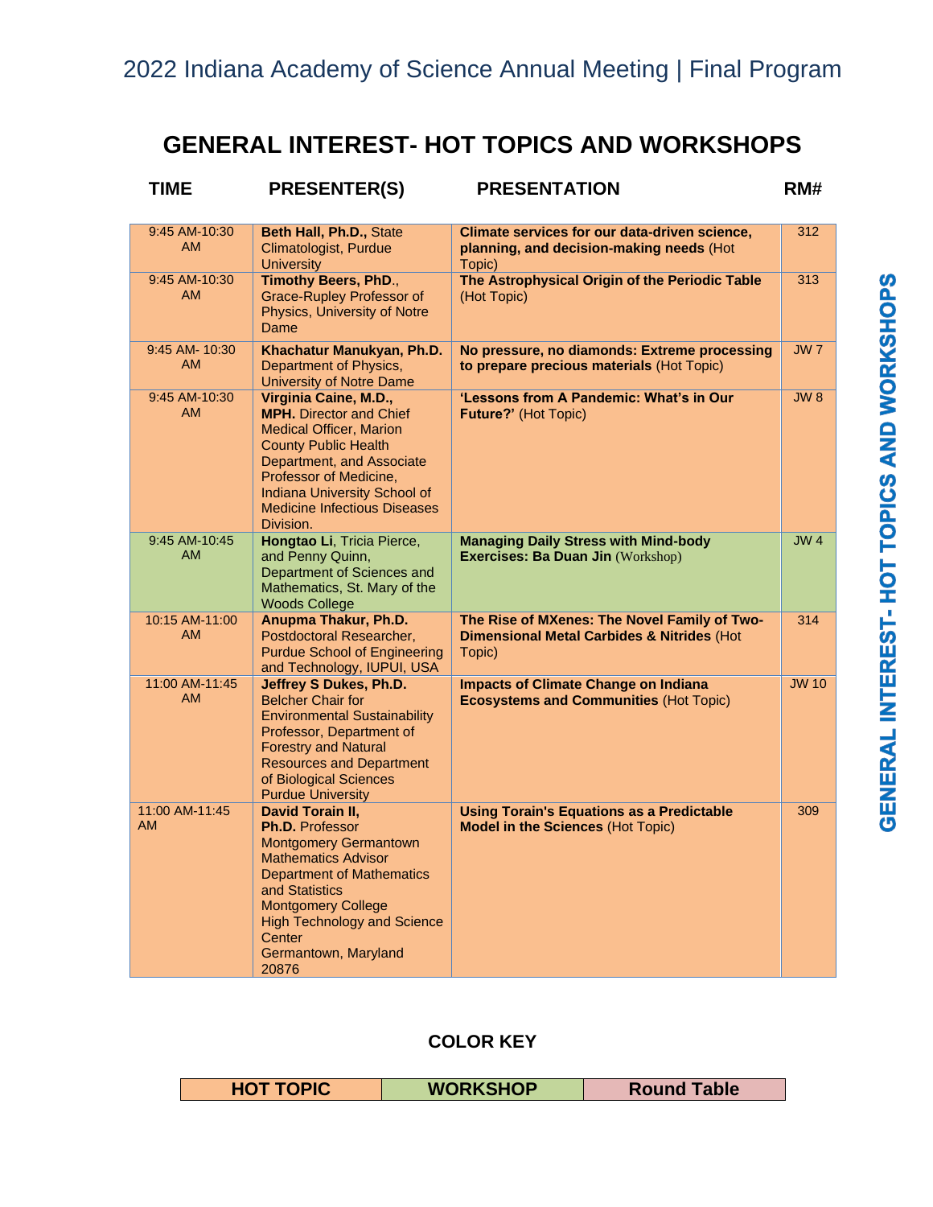# GENERAL INTEREST- HOT TOPICS AND WORKSHOPS

| TIME | PRESENTER(S) | PRESENTATION | RM# |
|---|---|---|---|
| 9:45 AM-10:30 AM | **Beth Hall, Ph.D.,** State Climatologist, Purdue University | **Climate services for our data-driven science, planning, and decision-making needs** (Hot Topic) | 312 |
| 9:45 AM-10:30 AM | **Timothy Beers, PhD**., Grace-Rupley Professor of Physics, University of Notre Dame | **The Astrophysical Origin of the Periodic Table** (Hot Topic) | 313 |
| 9:45 AM- 10:30 AM | **Khachatur Manukyan, Ph.D.** Department of Physics, University of Notre Dame | **No pressure, no diamonds: Extreme processing to prepare precious materials** (Hot Topic) | JW 7 |
| 9:45 AM-10:30 AM | **Virginia Caine, M.D., MPH.** Director and Chief Medical Officer, Marion County Public Health Department, and Associate Professor of Medicine, Indiana University School of Medicine Infectious Diseases Division. | **'Lessons from A Pandemic: What's in Our Future?'** (Hot Topic) | JW 8 |
| 9:45 AM-10:45 AM | **Hongtao Li**, Tricia Pierce, and Penny Quinn, Department of Sciences and Mathematics, St. Mary of the Woods College | **Managing Daily Stress with Mind-body Exercises: Ba Duan Jin** (Workshop) | JW 4 |
| 10:15 AM-11:00 AM | **Anupma Thakur, Ph.D.** Postdoctoral Researcher, Purdue School of Engineering and Technology, IUPUI, USA | **The Rise of MXenes: The Novel Family of Two-Dimensional Metal Carbides & Nitrides** (Hot Topic) | 314 |
| 11:00 AM-11:45 AM | **Jeffrey S Dukes, Ph.D.** Belcher Chair for Environmental Sustainability Professor, Department of Forestry and Natural Resources and Department of Biological Sciences Purdue University | **Impacts of Climate Change on Indiana Ecosystems and Communities** (Hot Topic) | JW 10 |
| 11:00 AM-11:45 AM | **David Torain II, Ph.D.** Professor Montgomery Germantown Mathematics Advisor Department of Mathematics and Statistics Montgomery College High Technology and Science Center Germantown, Maryland 20876 | **Using Torain's Equations as a Predictable Model in the Sciences** (Hot Topic) | 309 |

**COLOR KEY**

| HOT TOPIC | WORKSHOP | Round Table |
|---|---|---|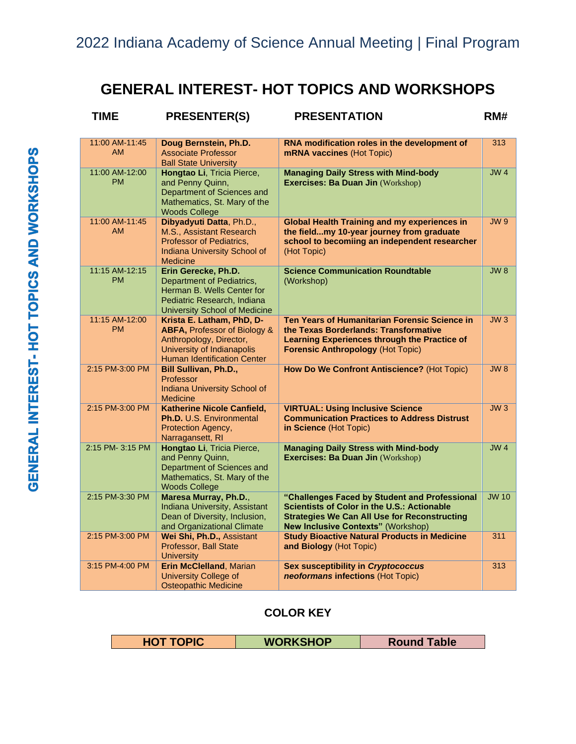# GENERAL INTEREST- HOT TOPICS AND WORKSHOPS

| TIME | PRESENTER(S) | PRESENTATION | RM# |
|---|---|---|---|
| 11:00 AM-11:45 AM | **Doug Bernstein, Ph.D.** Associate Professor Ball State University | **RNA modification roles in the development of mRNA vaccines** (Hot Topic) | 313 |
| 11:00 AM-12:00 PM | **Hongtao Li**, Tricia Pierce, and Penny Quinn, Department of Sciences and Mathematics, St. Mary of the Woods College | **Managing Daily Stress with Mind-body Exercises: Ba Duan Jin** (Workshop) | JW 4 |
| 11:00 AM-11:45 AM | **Dibyadyuti Datta**, Ph.D., M.S., Assistant Research Professor of Pediatrics, Indiana University School of Medicine | **Global Health Training and my experiences in the field...my 10-year journey from graduate school to becomiing an independent researcher** (Hot Topic) | JW 9 |
| 11:15 AM-12:15 PM | **Erin Gerecke, Ph.D.** Department of Pediatrics, Herman B. Wells Center for Pediatric Research, Indiana University School of Medicine | **Science Communication Roundtable** (Workshop) | JW 8 |
| 11:15 AM-12:00 PM | **Krista E. Latham, PhD, D-ABFA,** Professor of Biology & Anthropology, Director, University of Indianapolis Human Identification Center | **Ten Years of Humanitarian Forensic Science in the Texas Borderlands: Transformative Learning Experiences through the Practice of Forensic Anthropology** (Hot Topic) | JW 3 |
| 2:15 PM-3:00 PM | **Bill Sullivan, Ph.D.,** Professor Indiana University School of Medicine | **How Do We Confront Antiscience?** (Hot Topic) | JW 8 |
| 2:15 PM-3:00 PM | **Katherine Nicole Canfield, Ph.D.** U.S. Environmental Protection Agency, Narragansett, RI | **VIRTUAL: Using Inclusive Science Communication Practices to Address Distrust in Science** (Hot Topic) | JW 3 |
| 2:15 PM- 3:15 PM | **Hongtao Li**, Tricia Pierce, and Penny Quinn, Department of Sciences and Mathematics, St. Mary of the Woods College | **Managing Daily Stress with Mind-body Exercises: Ba Duan Jin** (Workshop) | JW 4 |
| 2:15 PM-3:30 PM | **Maresa Murray, Ph.D.**, Indiana University, Assistant Dean of Diversity, Inclusion, and Organizational Climate | **"Challenges Faced by Student and Professional Scientists of Color in the U.S.: Actionable Strategies We Can All Use for Reconstructing New Inclusive Contexts"** (Workshop) | JW 10 |
| 2:15 PM-3:00 PM | **Wei Shi, Ph.D.,** Assistant Professor, Ball State University | **Study Bioactive Natural Products in Medicine and Biology** (Hot Topic) | 311 |
| 3:15 PM-4:00 PM | **Erin McClelland**, Marian University College of Osteopathic Medicine | **Sex susceptibility in *Cryptococcus neoformans* infections** (Hot Topic) | 313 |

## COLOR KEY

| HOT TOPIC | WORKSHOP | Round Table |
|---|---|---|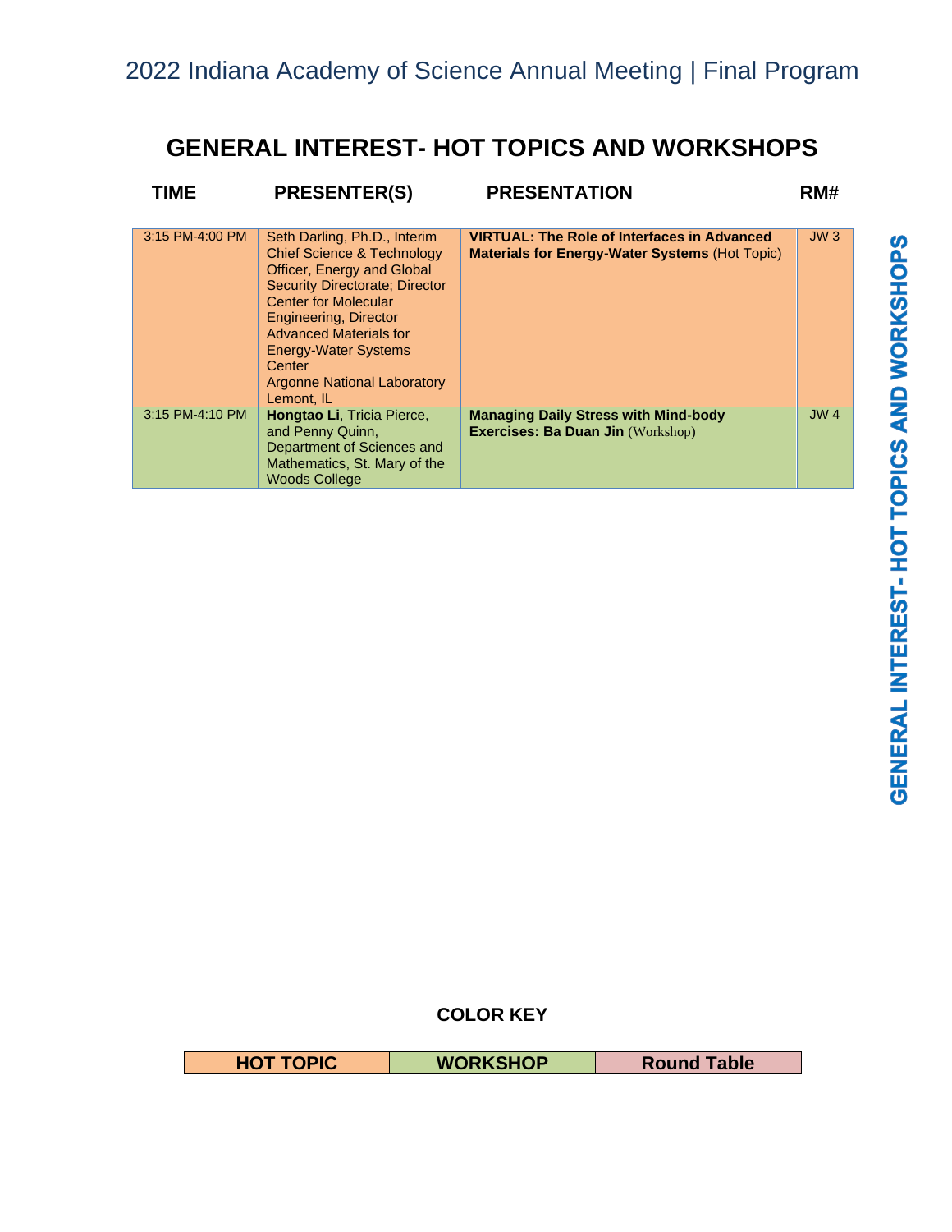# GENERAL INTEREST- HOT TOPICS AND WORKSHOPS

| TIME | PRESENTER(S) | PRESENTATION | RM# |
|---|---|---|---|
| 3:15 PM-4:00 PM | Seth Darling, Ph.D., Interim Chief Science & Technology Officer, Energy and Global Security Directorate; Director Center for Molecular Engineering, Director Advanced Materials for Energy-Water Systems Center Argonne National Laboratory Lemont, IL | **VIRTUAL: The Role of Interfaces in Advanced Materials for Energy-Water Systems** (Hot Topic) | JW 3 |
| 3:15 PM-4:10 PM | **Hongtao Li**, Tricia Pierce, and Penny Quinn, Department of Sciences and Mathematics, St. Mary of the Woods College | **Managing Daily Stress with Mind-body Exercises: Ba Duan Jin** (Workshop) | JW 4 |

**COLOR KEY**

| HOT TOPIC | WORKSHOP | Round Table |
|---|---|---|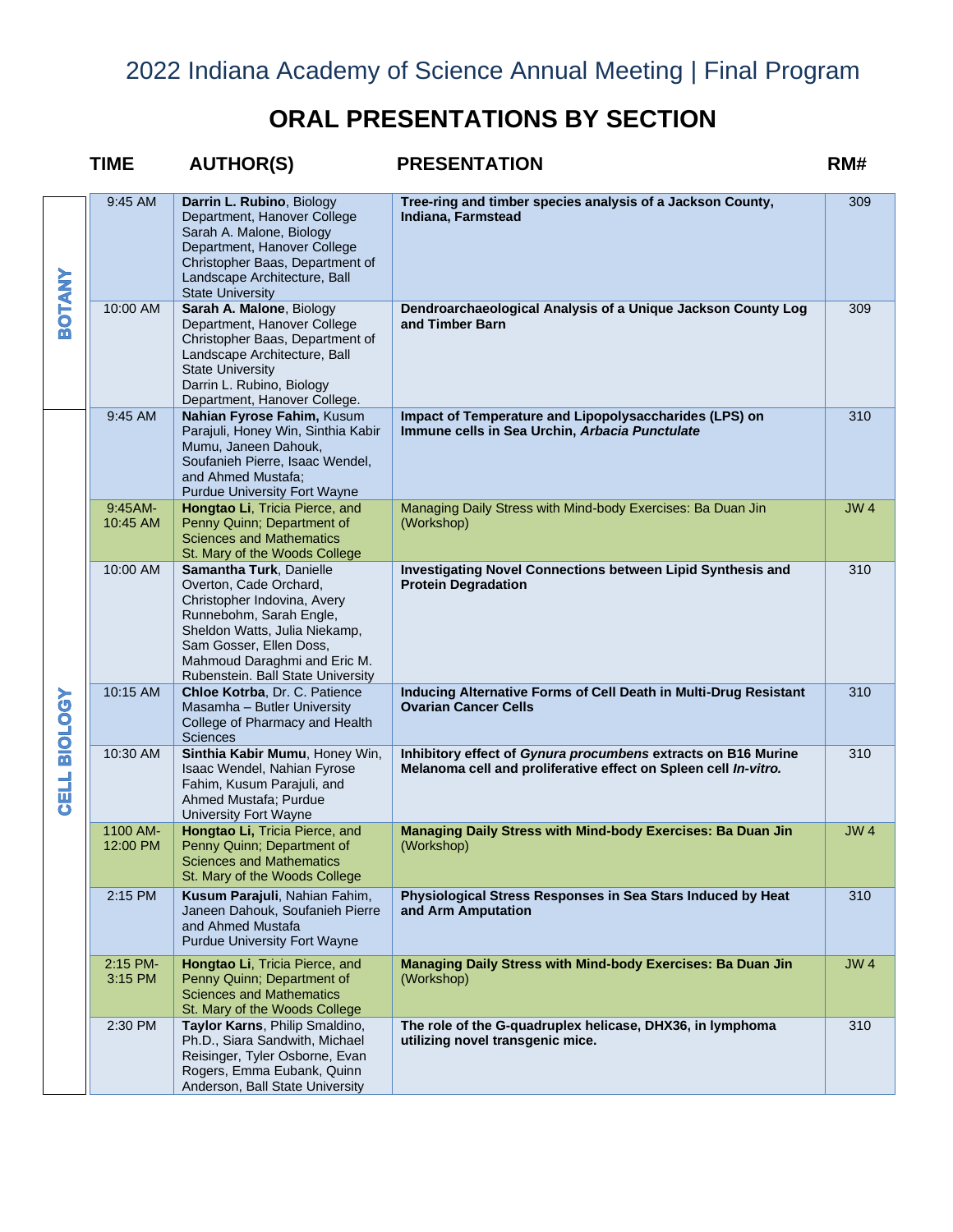## 2022 Indiana Academy of Science Annual Meeting | Final Program

# ORAL PRESENTATIONS BY SECTION

| SECTION | TIME | AUTHOR(S) | PRESENTATION | RM# |
|---|---|---|---|---|
| BOTANY | 9:45 AM | **Darrin L. Rubino**, Biology Department, Hanover College Sarah A. Malone, Biology Department, Hanover College Christopher Baas, Department of Landscape Architecture, Ball State University | **Tree-ring and timber species analysis of a Jackson County, Indiana, Farmstead** | 309 |
| BOTANY | 10:00 AM | **Sarah A. Malone**, Biology Department, Hanover College Christopher Baas, Department of Landscape Architecture, Ball State University Darrin L. Rubino, Biology Department, Hanover College. | **Dendroarchaeological Analysis of a Unique Jackson County Log and Timber Barn** | 309 |
| CELL BIOLOGY | 9:45 AM | **Nahian Fyrose Fahim,** Kusum Parajuli, Honey Win, Sinthia Kabir Mumu, Janeen Dahouk, Soufanieh Pierre, Isaac Wendel, and Ahmed Mustafa; Purdue University Fort Wayne | **Impact of Temperature and Lipopolysaccharides (LPS) on Immune cells in Sea Urchin, *Arbacia Punctulate*** | 310 |
| CELL BIOLOGY | 9:45AM-10:45 AM | **Hongtao Li**, Tricia Pierce, and Penny Quinn; Department of Sciences and Mathematics St. Mary of the Woods College | Managing Daily Stress with Mind-body Exercises: Ba Duan Jin (Workshop) | JW 4 |
| CELL BIOLOGY | 10:00 AM | **Samantha Turk**, Danielle Overton, Cade Orchard, Christopher Indovina, Avery Runnebohm, Sarah Engle, Sheldon Watts, Julia Niekamp, Sam Gosser, Ellen Doss, Mahmoud Daraghmi and Eric M. Rubenstein. Ball State University | **Investigating Novel Connections between Lipid Synthesis and Protein Degradation** | 310 |
| CELL BIOLOGY | 10:15 AM | **Chloe Kotrba**, Dr. C. Patience Masamha – Butler University College of Pharmacy and Health Sciences | **Inducing Alternative Forms of Cell Death in Multi-Drug Resistant Ovarian Cancer Cells** | 310 |
| CELL BIOLOGY | 10:30 AM | **Sinthia Kabir Mumu**, Honey Win, Isaac Wendel, Nahian Fyrose Fahim, Kusum Parajuli, and Ahmed Mustafa; Purdue University Fort Wayne | **Inhibitory effect of *Gynura procumbens* extracts on B16 Murine Melanoma cell and proliferative effect on Spleen cell *In-vitro.*** | 310 |
| CELL BIOLOGY | 1100 AM-12:00 PM | **Hongtao Li,** Tricia Pierce, and Penny Quinn; Department of Sciences and Mathematics St. Mary of the Woods College | **Managing Daily Stress with Mind-body Exercises: Ba Duan Jin** (Workshop) | JW 4 |
| CELL BIOLOGY | 2:15 PM | **Kusum Parajuli**, Nahian Fahim, Janeen Dahouk, Soufanieh Pierre and Ahmed Mustafa Purdue University Fort Wayne | **Physiological Stress Responses in Sea Stars Induced by Heat and Arm Amputation** | 310 |
| CELL BIOLOGY | 2:15 PM-3:15 PM | **Hongtao Li,** Tricia Pierce, and Penny Quinn; Department of Sciences and Mathematics St. Mary of the Woods College | **Managing Daily Stress with Mind-body Exercises: Ba Duan Jin** (Workshop) | JW 4 |
| CELL BIOLOGY | 2:30 PM | **Taylor Karns**, Philip Smaldino, Ph.D., Siara Sandwith, Michael Reisinger, Tyler Osborne, Evan Rogers, Emma Eubank, Quinn Anderson, Ball State University | **The role of the G-quadruplex helicase, DHX36, in lymphoma utilizing novel transgenic mice.** | 310 |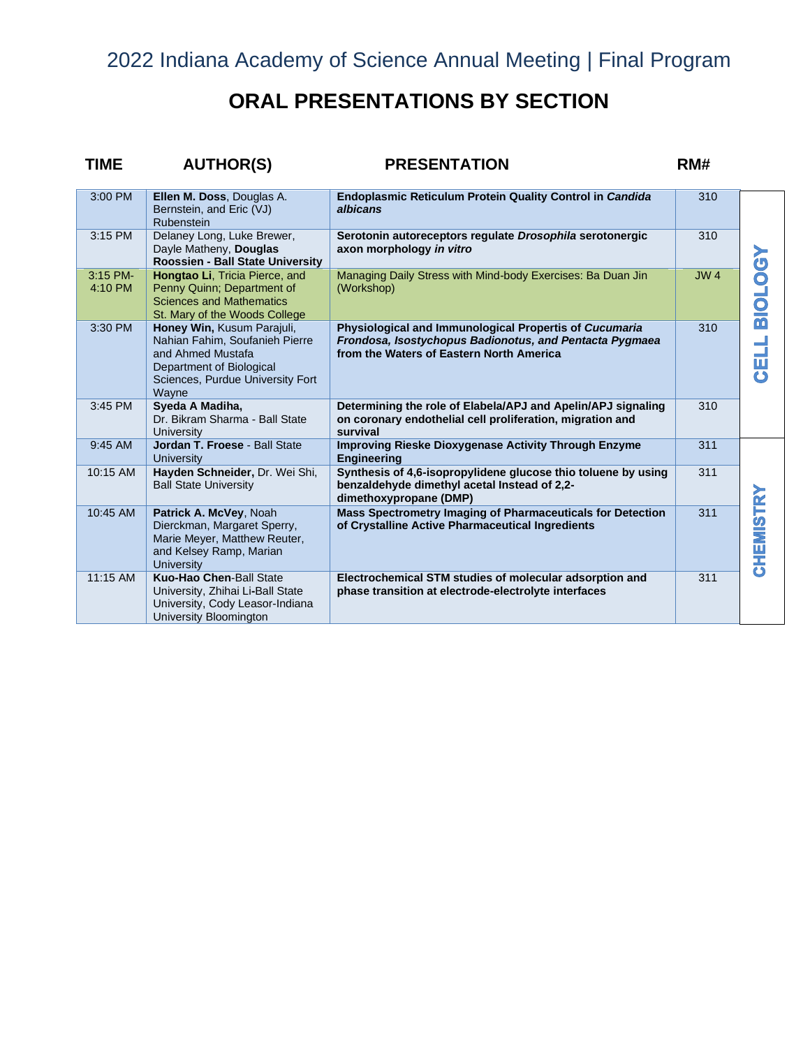## 2022 Indiana Academy of Science Annual Meeting | Final Program

# ORAL PRESENTATIONS BY SECTION

| TIME | AUTHOR(S) | PRESENTATION | RM# | SECTION |
|---|---|---|---|---|
| 3:00 PM | **Ellen M. Doss**, Douglas A. Bernstein, and Eric (VJ) Rubenstein | **Endoplasmic Reticulum Protein Quality Control in *Candida albicans*** | 310 | CELL BIOLOGY |
| 3:15 PM | Delaney Long, Luke Brewer, Dayle Matheny, **Douglas Roossien - Ball State University** | **Serotonin autoreceptors regulate *Drosophila* serotonergic axon morphology *in vitro*** | 310 | CELL BIOLOGY |
| 3:15 PM-4:10 PM | **Hongtao Li**, Tricia Pierce, and Penny Quinn; Department of Sciences and Mathematics St. Mary of the Woods College | Managing Daily Stress with Mind-body Exercises: Ba Duan Jin (Workshop) | JW 4 | CELL BIOLOGY |
| 3:30 PM | **Honey Win,** Kusum Parajuli, Nahian Fahim, Soufanieh Pierre and Ahmed Mustafa Department of Biological Sciences, Purdue University Fort Wayne | **Physiological and Immunological Propertis of *Cucumaria Frondosa, Isostychopus Badionotus, and Pentacta Pygmaea* from the Waters of Eastern North America** | 310 | CELL BIOLOGY |
| 3:45 PM | **Syeda A Madiha,** Dr. Bikram Sharma - Ball State University | **Determining the role of Elabela/APJ and Apelin/APJ signaling on coronary endothelial cell proliferation, migration and survival** | 310 | CELL BIOLOGY |
| 9:45 AM | **Jordan T. Froese** - Ball State University | **Improving Rieske Dioxygenase Activity Through Enzyme Engineering** | 311 | CHEMISTRY |
| 10:15 AM | **Hayden Schneider,** Dr. Wei Shi, Ball State University | **Synthesis of 4,6-isopropylidene glucose thio toluene by using benzaldehyde dimethyl acetal Instead of 2,2-dimethoxypropane (DMP)** | 311 | CHEMISTRY |
| 10:45 AM | **Patrick A. McVey**, Noah Dierckman, Margaret Sperry, Marie Meyer, Matthew Reuter, and Kelsey Ramp, Marian University | **Mass Spectrometry Imaging of Pharmaceuticals for Detection of Crystalline Active Pharmaceutical Ingredients** | 311 | CHEMISTRY |
| 11:15 AM | **Kuo-Hao Chen**-Ball State University, Zhihai Li-Ball State University, Cody Leasor-Indiana University Bloomington | **Electrochemical STM studies of molecular adsorption and phase transition at electrode-electrolyte interfaces** | 311 | CHEMISTRY |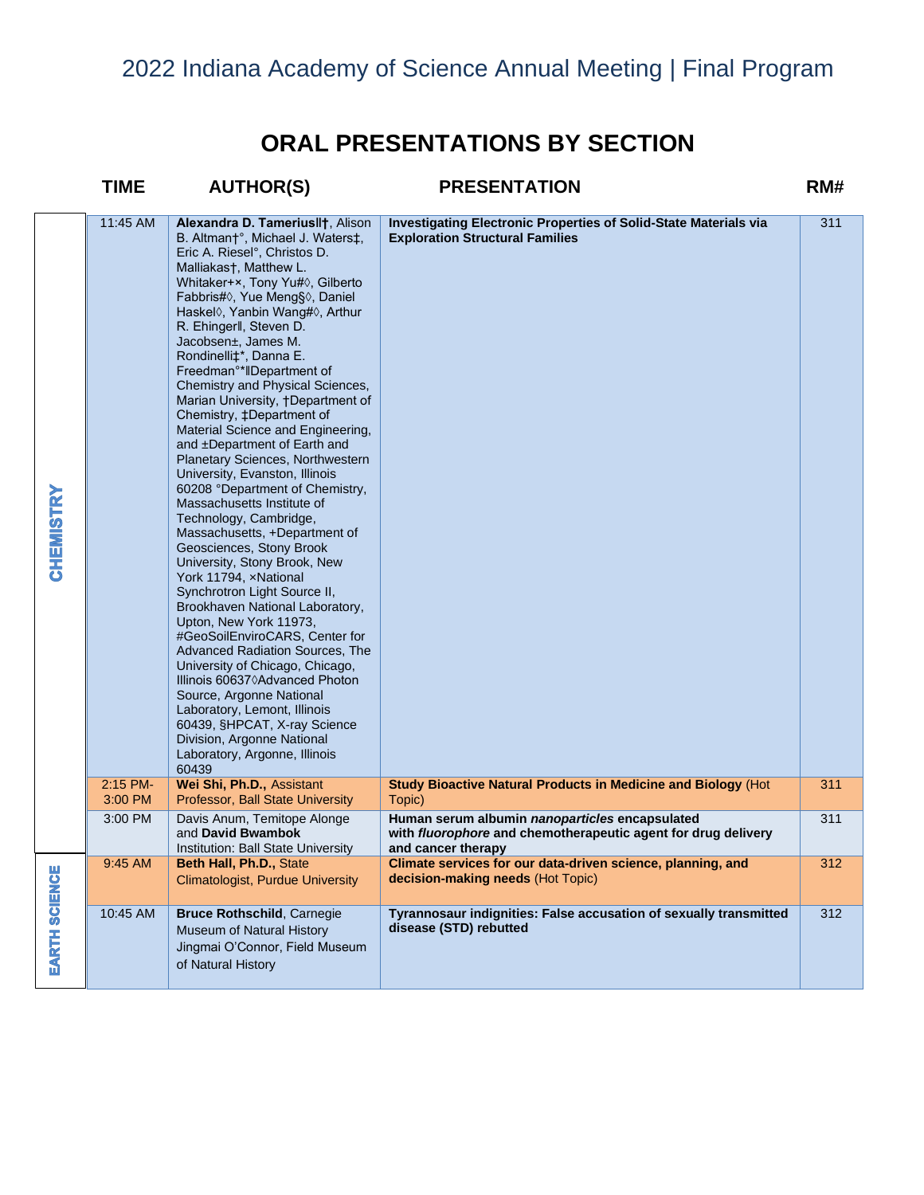## ORAL PRESENTATIONS BY SECTION

| SECTION | TIME | AUTHOR(S) | PRESENTATION | RM# |
|---|---|---|---|---|
| CHEMISTRY | 11:45 AM | **Alexandra D. Tameriusǁ†**, Alison B. Altman†°, Michael J. Waters‡, Eric A. Riesel°, Christos D. Malliakas†, Matthew L. Whitaker+×, Tony Yu#◊, Gilberto Fabbris#◊, Yue Meng§◊, Daniel Haskel◊, Yanbin Wang#◊, Arthur R. Ehingerǁ, Steven D. Jacobsen±, James M. Rondinelli‡*, Danna E. Freedman°*ǁDepartment of Chemistry and Physical Sciences, Marian University, †Department of Chemistry, ‡Department of Material Science and Engineering, and ±Department of Earth and Planetary Sciences, Northwestern University, Evanston, Illinois 60208 °Department of Chemistry, Massachusetts Institute of Technology, Cambridge, Massachusetts, +Department of Geosciences, Stony Brook University, Stony Brook, New York 11794, ×National Synchrotron Light Source II, Brookhaven National Laboratory, Upton, New York 11973, #GeoSoilEnviroCARS, Center for Advanced Radiation Sources, The University of Chicago, Chicago, Illinois 60637◊Advanced Photon Source, Argonne National Laboratory, Lemont, Illinois 60439, §HPCAT, X-ray Science Division, Argonne National Laboratory, Argonne, Illinois 60439 | **Investigating Electronic Properties of Solid-State Materials via Exploration Structural Families** | 311 |
| CHEMISTRY | 2:15 PM-3:00 PM | **Wei Shi, Ph.D.,** Assistant Professor, Ball State University | **Study Bioactive Natural Products in Medicine and Biology** (Hot Topic) | 311 |
| CHEMISTRY | 3:00 PM | Davis Anum, Temitope Alonge and **David Bwambok** Institution: Ball State University | **Human serum albumin *nanoparticles* encapsulated with *fluorophore* and chemotherapeutic agent for drug delivery and cancer therapy** | 311 |
| EARTH SCIENCE | 9:45 AM | **Beth Hall, Ph.D.,** State Climatologist, Purdue University | **Climate services for our data-driven science, planning, and decision-making needs** (Hot Topic) | 312 |
| EARTH SCIENCE | 10:45 AM | **Bruce Rothschild**, Carnegie Museum of Natural History Jingmai O'Connor, Field Museum of Natural History | **Tyrannosaur indignities: False accusation of sexually transmitted disease (STD) rebutted** | 312 |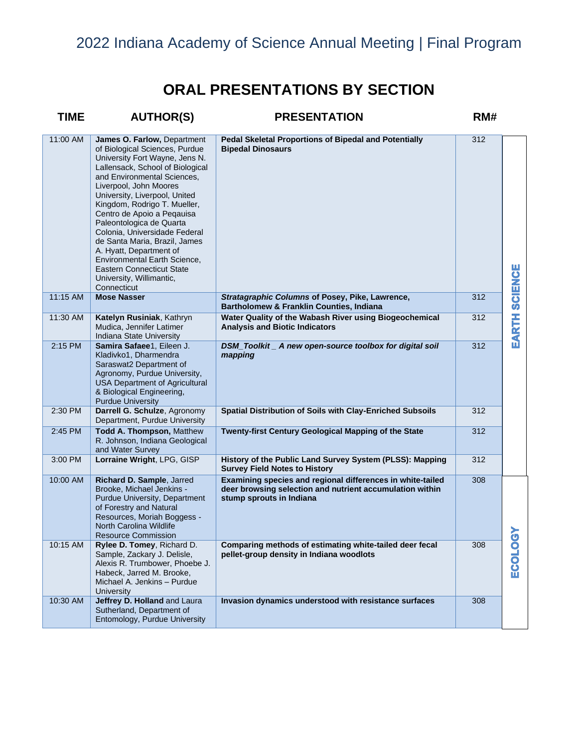# ORAL PRESENTATIONS BY SECTION

| TIME | AUTHOR(S) | PRESENTATION | RM# | |
|---|---|---|---|---|
| 11:00 AM | **James O. Farlow**, Department of Biological Sciences, Purdue University Fort Wayne, Jens N. Lallensack, School of Biological and Environmental Sciences, Liverpool, John Moores University, Liverpool, United Kingdom, Rodrigo T. Mueller, Centro de Apoio a Peqauisa Paleontologica de Quarta Colonia, Universidade Federal de Santa Maria, Brazil, James A. Hyatt, Department of Environmental Earth Science, Eastern Connecticut State University, Willimantic, Connecticut | **Pedal Skeletal Proportions of Bipedal and Potentially Bipedal Dinosaurs** | 312 | EARTH SCIENCE |
| 11:15 AM | **Mose Nasser** | ***Stratagraphic Columns* of Posey, Pike, Lawrence, Bartholomew & Franklin Counties, Indiana** | 312 | EARTH SCIENCE |
| 11:30 AM | **Katelyn Rusiniak**, Kathryn Mudica, Jennifer Latimer Indiana State University | **Water Quality of the Wabash River using Biogeochemical Analysis and Biotic Indicators** | 312 | EARTH SCIENCE |
| 2:15 PM | **Samira Safaee**1, Eileen J. Kladivko1, Dharmendra Saraswat2 Department of Agronomy, Purdue University, USA Department of Agricultural & Biological Engineering, Purdue University | ***DSM_Toolkit _ A new open-source toolbox for digital soil mapping*** | 312 | EARTH SCIENCE |
| 2:30 PM | **Darrell G. Schulze**, Agronomy Department, Purdue University | **Spatial Distribution of Soils with Clay-Enriched Subsoils** | 312 | EARTH SCIENCE |
| 2:45 PM | **Todd A. Thompson,** Matthew R. Johnson, Indiana Geological and Water Survey | **Twenty-first Century Geological Mapping of the State** | 312 | EARTH SCIENCE |
| 3:00 PM | **Lorraine Wright**, LPG, GISP | **History of the Public Land Survey System (PLSS): Mapping Survey Field Notes to History** | 312 | EARTH SCIENCE |
| 10:00 AM | **Richard D. Sample**, Jarred Brooke, Michael Jenkins - Purdue University, Department of Forestry and Natural Resources, Moriah Boggess - North Carolina Wildlife Resource Commission | **Examining species and regional differences in white-tailed deer browsing selection and nutrient accumulation within stump sprouts in Indiana** | 308 | ECOLOGY |
| 10:15 AM | **Rylee D. Tomey**, Richard D. Sample, Zackary J. Delisle, Alexis R. Trumbower, Phoebe J. Habeck, Jarred M. Brooke, Michael A. Jenkins – Purdue University | **Comparing methods of estimating white-tailed deer fecal pellet-group density in Indiana woodlots** | 308 | ECOLOGY |
| 10:30 AM | **Jeffrey D. Holland** and Laura Sutherland, Department of Entomology, Purdue University | **Invasion dynamics understood with resistance surfaces** | 308 | ECOLOGY |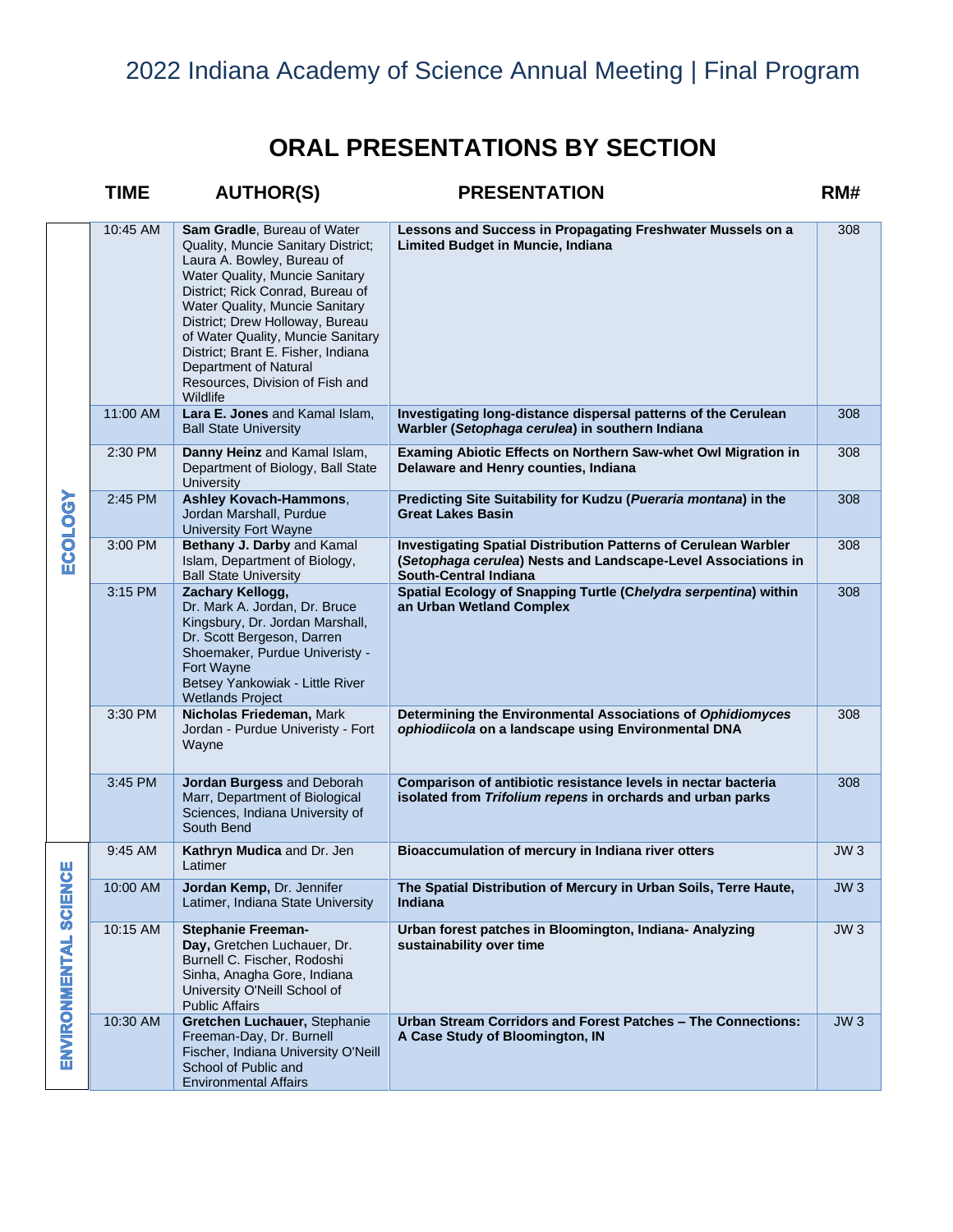# ORAL PRESENTATIONS BY SECTION

| SECTION | TIME | AUTHOR(S) | PRESENTATION | RM# |
|---|---|---|---|---|
| ECOLOGY | 10:45 AM | **Sam Gradle**, Bureau of Water Quality, Muncie Sanitary District; Laura A. Bowley, Bureau of Water Quality, Muncie Sanitary District; Rick Conrad, Bureau of Water Quality, Muncie Sanitary District; Drew Holloway, Bureau of Water Quality, Muncie Sanitary District; Brant E. Fisher, Indiana Department of Natural Resources, Division of Fish and Wildlife | **Lessons and Success in Propagating Freshwater Mussels on a Limited Budget in Muncie, Indiana** | 308 |
| ECOLOGY | 11:00 AM | **Lara E. Jones** and Kamal Islam, Ball State University | **Investigating long-distance dispersal patterns of the Cerulean Warbler (*Setophaga cerulea*) in southern Indiana** | 308 |
| ECOLOGY | 2:30 PM | **Danny Heinz** and Kamal Islam, Department of Biology, Ball State University | **Examing Abiotic Effects on Northern Saw-whet Owl Migration in Delaware and Henry counties, Indiana** | 308 |
| ECOLOGY | 2:45 PM | **Ashley Kovach-Hammons**, Jordan Marshall, Purdue University Fort Wayne | **Predicting Site Suitability for Kudzu (*Pueraria montana*) in the Great Lakes Basin** | 308 |
| ECOLOGY | 3:00 PM | **Bethany J. Darby** and Kamal Islam, Department of Biology, Ball State University | **Investigating Spatial Distribution Patterns of Cerulean Warbler (*Setophaga cerulea*) Nests and Landscape-Level Associations in South-Central Indiana** | 308 |
| ECOLOGY | 3:15 PM | **Zachary Kellogg,** Dr. Mark A. Jordan, Dr. Bruce Kingsbury, Dr. Jordan Marshall, Dr. Scott Bergeson, Darren Shoemaker, Purdue Univeristy - Fort Wayne Betsey Yankowiak - Little River Wetlands Project | **Spatial Ecology of Snapping Turtle (*Chelydra serpentina*) within an Urban Wetland Complex** | 308 |
| ECOLOGY | 3:30 PM | **Nicholas Friedeman,** Mark Jordan - Purdue Univeristy - Fort Wayne | **Determining the Environmental Associations of *Ophidiomyces ophiodiicola* on a landscape using Environmental DNA** | 308 |
| ECOLOGY | 3:45 PM | **Jordan Burgess** and Deborah Marr, Department of Biological Sciences, Indiana University of South Bend | **Comparison of antibiotic resistance levels in nectar bacteria isolated from *Trifolium repens* in orchards and urban parks** | 308 |
| ENVIRONMENTAL SCIENCE | 9:45 AM | **Kathryn Mudica** and Dr. Jen Latimer | **Bioaccumulation of mercury in Indiana river otters** | JW 3 |
| ENVIRONMENTAL SCIENCE | 10:00 AM | **Jordan Kemp,** Dr. Jennifer Latimer, Indiana State University | **The Spatial Distribution of Mercury in Urban Soils, Terre Haute, Indiana** | JW 3 |
| ENVIRONMENTAL SCIENCE | 10:15 AM | **Stephanie Freeman-Day,** Gretchen Luchauer, Dr. Burnell C. Fischer, Rodoshi Sinha, Anagha Gore, Indiana University O'Neill School of Public Affairs | **Urban forest patches in Bloomington, Indiana- Analyzing sustainability over time** | JW 3 |
| ENVIRONMENTAL SCIENCE | 10:30 AM | **Gretchen Luchauer,** Stephanie Freeman-Day, Dr. Burnell Fischer, Indiana University O'Neill School of Public and Environmental Affairs | **Urban Stream Corridors and Forest Patches – The Connections: A Case Study of Bloomington, IN** | JW 3 |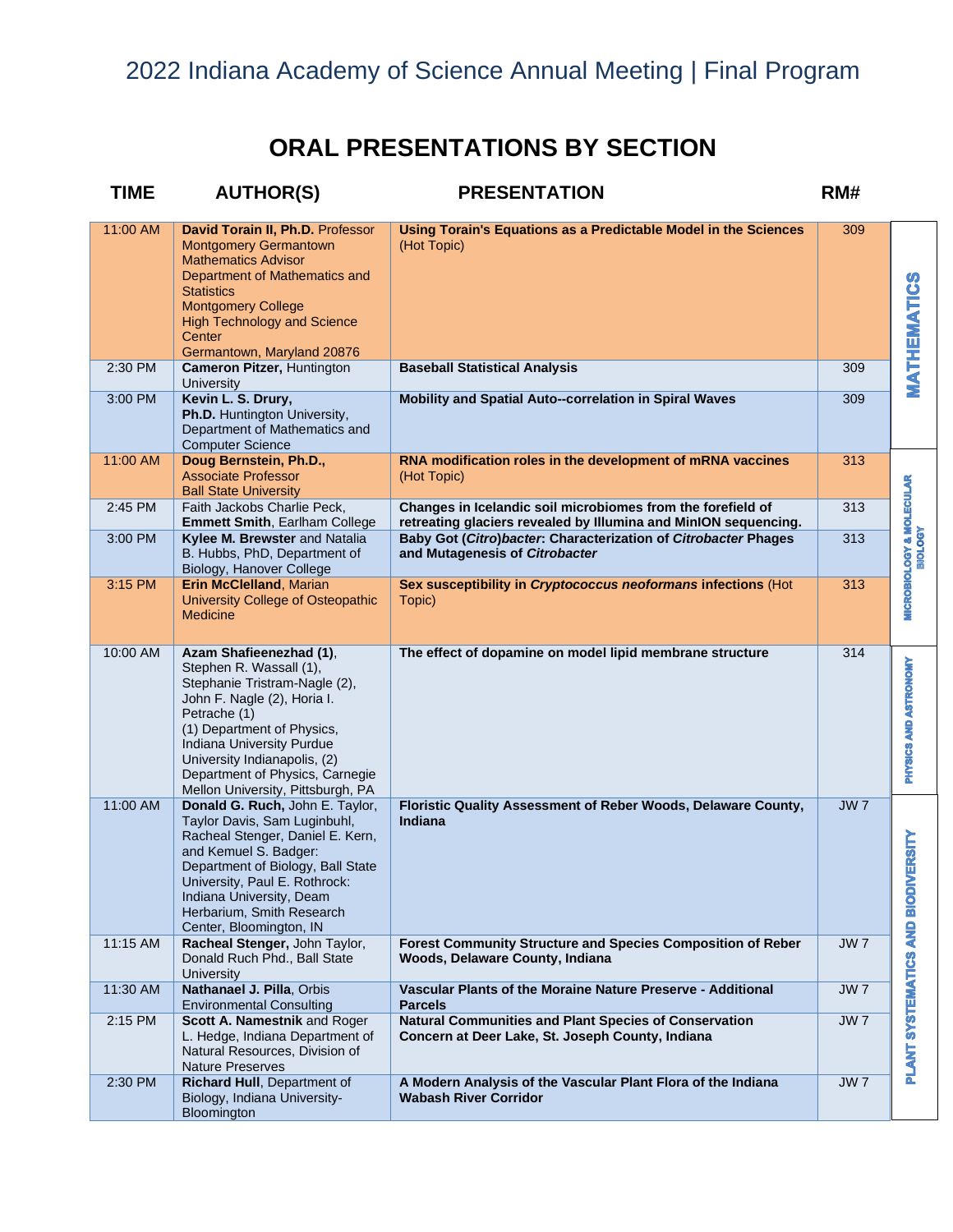## 2022 Indiana Academy of Science Annual Meeting | Final Program

# ORAL PRESENTATIONS BY SECTION

| TIME | AUTHOR(S) | PRESENTATION | RM# | SECTION |
|---|---|---|---|---|
| 11:00 AM | **David Torain II, Ph.D.** Professor Montgomery Germantown Mathematics Advisor Department of Mathematics and Statistics Montgomery College High Technology and Science Center Germantown, Maryland 20876 | **Using Torain's Equations as a Predictable Model in the Sciences** (Hot Topic) | 309 | MATHEMATICS |
| 2:30 PM | **Cameron Pitzer,** Huntington University | **Baseball Statistical Analysis** | 309 | MATHEMATICS |
| 3:00 PM | **Kevin L. S. Drury, Ph.D.** Huntington University, Department of Mathematics and Computer Science | **Mobility and Spatial Auto--correlation in Spiral Waves** | 309 | MATHEMATICS |
| 11:00 AM | **Doug Bernstein, Ph.D.,** Associate Professor Ball State University | **RNA modification roles in the development of mRNA vaccines** (Hot Topic) | 313 | MICROBIOLOGY & MOLECULAR BIOLOGY |
| 2:45 PM | Faith Jackobs Charlie Peck, **Emmett Smith**, Earlham College | **Changes in Icelandic soil microbiomes from the forefield of retreating glaciers revealed by Illumina and MinION sequencing.** | 313 | MICROBIOLOGY & MOLECULAR BIOLOGY |
| 3:00 PM | **Kylee M. Brewster** and Natalia B. Hubbs, PhD, Department of Biology, Hanover College | **Baby Got (*Citro*)*bacter*: Characterization of *Citrobacter* Phages and Mutagenesis of *Citrobacter*** | 313 | MICROBIOLOGY & MOLECULAR BIOLOGY |
| 3:15 PM | **Erin McClelland**, Marian University College of Osteopathic Medicine | **Sex susceptibility in *Cryptococcus neoformans* infections** (Hot Topic) | 313 | MICROBIOLOGY & MOLECULAR BIOLOGY |
| 10:00 AM | **Azam Shafieenezhad (1)**, Stephen R. Wassall (1), Stephanie Tristram-Nagle (2), John F. Nagle (2), Horia I. Petrache (1) (1) Department of Physics, Indiana University Purdue University Indianapolis, (2) Department of Physics, Carnegie Mellon University, Pittsburgh, PA | **The effect of dopamine on model lipid membrane structure** | 314 | PHYSICS AND ASTRONOMY |
| 11:00 AM | **Donald G. Ruch,** John E. Taylor, Taylor Davis, Sam Luginbuhl, Racheal Stenger, Daniel E. Kern, and Kemuel S. Badger: Department of Biology, Ball State University, Paul E. Rothrock: Indiana University, Deam Herbarium, Smith Research Center, Bloomington, IN | **Floristic Quality Assessment of Reber Woods, Delaware County, Indiana** | JW 7 | PLANT SYSTEMATICS AND BIODIVERSITY |
| 11:15 AM | **Racheal Stenger,** John Taylor, Donald Ruch Phd., Ball State University | **Forest Community Structure and Species Composition of Reber Woods, Delaware County, Indiana** | JW 7 | PLANT SYSTEMATICS AND BIODIVERSITY |
| 11:30 AM | **Nathanael J. Pilla**, Orbis Environmental Consulting | **Vascular Plants of the Moraine Nature Preserve - Additional Parcels** | JW 7 | PLANT SYSTEMATICS AND BIODIVERSITY |
| 2:15 PM | **Scott A. Namestnik** and Roger L. Hedge, Indiana Department of Natural Resources, Division of Nature Preserves | **Natural Communities and Plant Species of Conservation Concern at Deer Lake, St. Joseph County, Indiana** | JW 7 | PLANT SYSTEMATICS AND BIODIVERSITY |
| 2:30 PM | **Richard Hull**, Department of Biology, Indiana University-Bloomington | **A Modern Analysis of the Vascular Plant Flora of the Indiana Wabash River Corridor** | JW 7 | PLANT SYSTEMATICS AND BIODIVERSITY |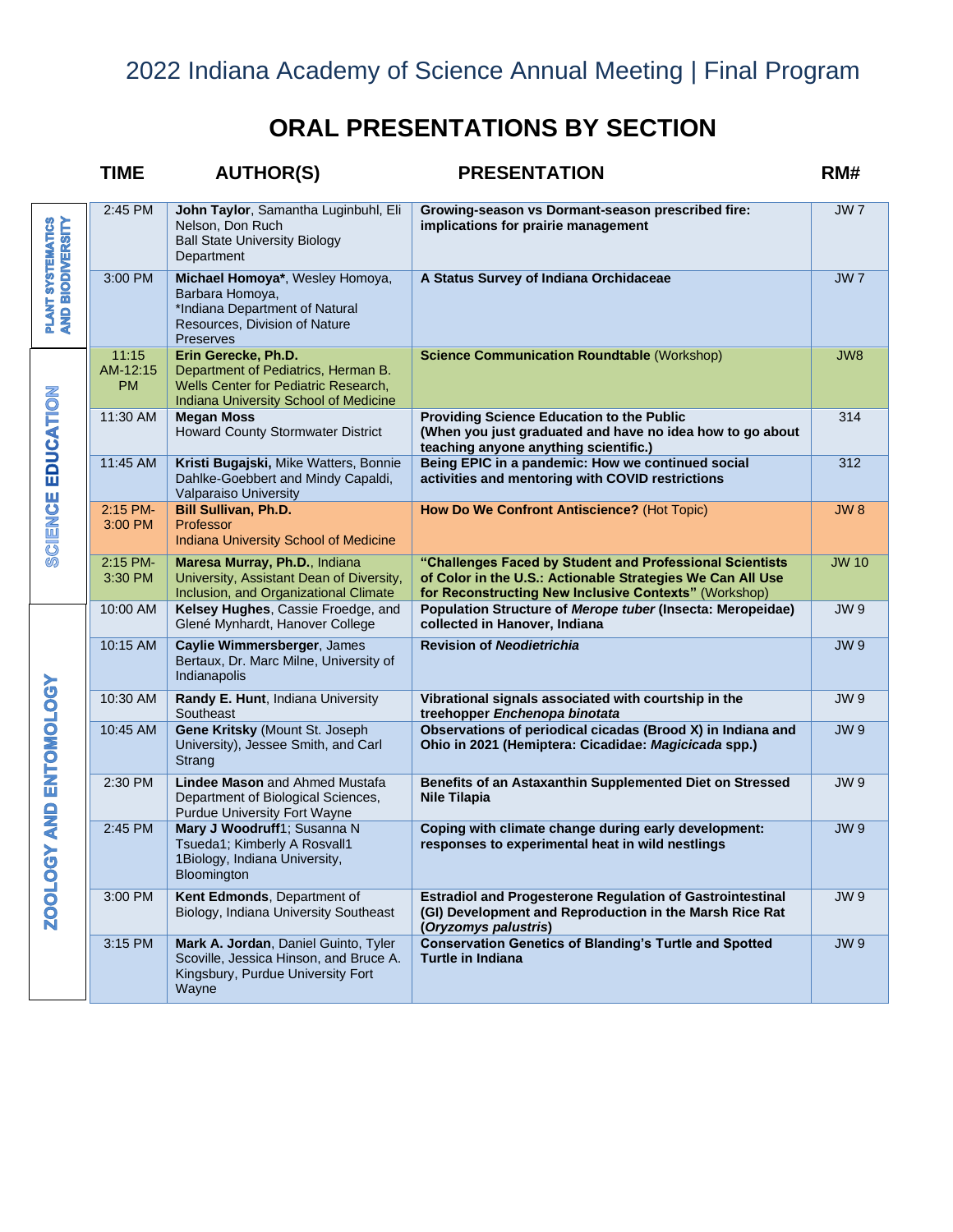# 2022 Indiana Academy of Science Annual Meeting | Final Program

## ORAL PRESENTATIONS BY SECTION

| SECTION | TIME | AUTHOR(S) | PRESENTATION | RM# |
|---|---|---|---|---|
| PLANT SYSTEMATICS AND BIODIVERSITY | 2:45 PM | **John Taylor**, Samantha Luginbuhl, Eli Nelson, Don Ruch Ball State University Biology Department | **Growing-season vs Dormant-season prescribed fire: implications for prairie management** | JW 7 |
| | 3:00 PM | **Michael Homoya***, Wesley Homoya, Barbara Homoya, *Indiana Department of Natural Resources, Division of Nature Preserves | **A Status Survey of Indiana Orchidaceae** | JW 7 |
| SCIENCE EDUCATION | 11:15 AM-12:15 PM | **Erin Gerecke, Ph.D.** Department of Pediatrics, Herman B. Wells Center for Pediatric Research, Indiana University School of Medicine | **Science Communication Roundtable** (Workshop) | JW8 |
| | 11:30 AM | **Megan Moss** Howard County Stormwater District | **Providing Science Education to the Public (When you just graduated and have no idea how to go about teaching anyone anything scientific.)** | 314 |
| | 11:45 AM | **Kristi Bugajski**, Mike Watters, Bonnie Dahlke-Goebbert and Mindy Capaldi, Valparaiso University | **Being EPIC in a pandemic: How we continued social activities and mentoring with COVID restrictions** | 312 |
| | 2:15 PM-3:00 PM | **Bill Sullivan, Ph.D.** Professor Indiana University School of Medicine | **How Do We Confront Antiscience?** (Hot Topic) | JW 8 |
| | 2:15 PM-3:30 PM | **Maresa Murray, Ph.D.**, Indiana University, Assistant Dean of Diversity, Inclusion, and Organizational Climate | **"Challenges Faced by Student and Professional Scientists of Color in the U.S.: Actionable Strategies We Can All Use for Reconstructing New Inclusive Contexts"** (Workshop) | JW 10 |
| ZOOLOGY AND ENTOMOLOGY | 10:00 AM | **Kelsey Hughes**, Cassie Froedge, and Glené Mynhardt, Hanover College | **Population Structure of *Merope tuber* (Insecta: Meropeidae) collected in Hanover, Indiana** | JW 9 |
| | 10:15 AM | **Caylie Wimmersberger**, James Bertaux, Dr. Marc Milne, University of Indianapolis | **Revision of *Neodietrichia*** | JW 9 |
| | 10:30 AM | **Randy E. Hunt**, Indiana University Southeast | **Vibrational signals associated with courtship in the treehopper *Enchenopa binotata*** | JW 9 |
| | 10:45 AM | **Gene Kritsky** (Mount St. Joseph University), Jessee Smith, and Carl Strang | **Observations of periodical cicadas (Brood X) in Indiana and Ohio in 2021 (Hemiptera: Cicadidae: *Magicicada* spp.)** | JW 9 |
| | 2:30 PM | **Lindee Mason** and Ahmed Mustafa Department of Biological Sciences, Purdue University Fort Wayne | **Benefits of an Astaxanthin Supplemented Diet on Stressed Nile Tilapia** | JW 9 |
| | 2:45 PM | **Mary J Woodruff**1; Susanna N Tsueda1; Kimberly A Rosvall1 1Biology, Indiana University, Bloomington | **Coping with climate change during early development: responses to experimental heat in wild nestlings** | JW 9 |
| | 3:00 PM | **Kent Edmonds**, Department of Biology, Indiana University Southeast | **Estradiol and Progesterone Regulation of Gastrointestinal (GI) Development and Reproduction in the Marsh Rice Rat (*Oryzomys palustris*)** | JW 9 |
| | 3:15 PM | **Mark A. Jordan**, Daniel Guinto, Tyler Scoville, Jessica Hinson, and Bruce A. Kingsbury, Purdue University Fort Wayne | **Conservation Genetics of Blanding's Turtle and Spotted Turtle in Indiana** | JW 9 |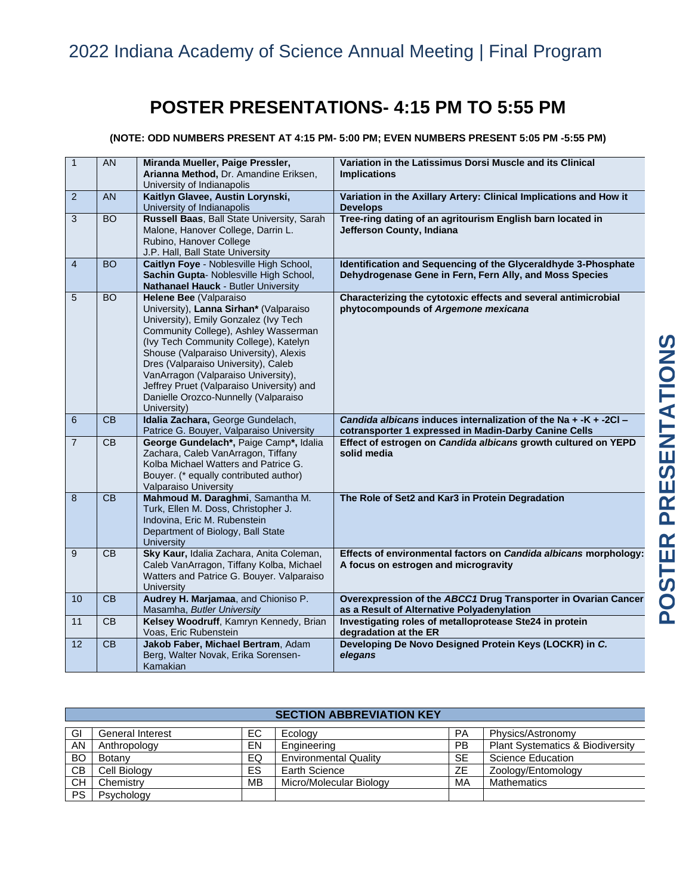## POSTER PRESENTATIONS- 4:15 PM TO 5:55 PM

**(NOTE: ODD NUMBERS PRESENT AT 4:15 PM- 5:00 PM; EVEN NUMBERS PRESENT 5:05 PM -5:55 PM)**

| | | | |
|---|---|---|---|
| 1 | AN | **Miranda Mueller, Paige Pressler, Arianna Method,** Dr. Amandine Eriksen, University of Indianapolis | **Variation in the Latissimus Dorsi Muscle and its Clinical Implications** |
| 2 | AN | **Kaitlyn Glavee, Austin Lorynski,** University of Indianapolis | **Variation in the Axillary Artery: Clinical Implications and How it Develops** |
| 3 | BO | **Russell Baas**, Ball State University, Sarah Malone, Hanover College, Darrin L. Rubino, Hanover College J.P. Hall, Ball State University | **Tree-ring dating of an agritourism English barn located in Jefferson County, Indiana** |
| 4 | BO | **Caitlyn Foye** - Noblesville High School, **Sachin Gupta**- Noblesville High School, **Nathanael Hauck** - Butler University | **Identification and Sequencing of the Glyceraldhyde 3-Phosphate Dehydrogenase Gene in Fern, Fern Ally, and Moss Species** |
| 5 | BO | **Helene Bee** (Valparaiso University), **Lanna Sirhan*** (Valparaiso University), Emily Gonzalez (Ivy Tech Community College), Ashley Wasserman (Ivy Tech Community College), Katelyn Shouse (Valparaiso University), Alexis Dres (Valparaiso University), Caleb VanArragon (Valparaiso University), Jeffrey Pruet (Valparaiso University) and Danielle Orozco-Nunnelly (Valparaiso University) | **Characterizing the cytotoxic effects and several antimicrobial phytocompounds of *Argemone mexicana*** |
| 6 | CB | **Idalia Zachara,** George Gundelach, Patrice G. Bouyer, Valparaiso University | ***Candida albicans* induces internalization of the Na + -K + -2Cl – cotransporter 1 expressed in Madin-Darby Canine Cells** |
| 7 | CB | **George Gundelach*,** Paige Camp*, Idalia Zachara, Caleb VanArragon, Tiffany Kolba Michael Watters and Patrice G. Bouyer. (* equally contributed author) Valparaiso University | **Effect of estrogen on *Candida albicans* growth cultured on YEPD solid media** |
| 8 | CB | **Mahmoud M. Daraghmi**, Samantha M. Turk, Ellen M. Doss, Christopher J. Indovina, Eric M. Rubenstein Department of Biology, Ball State University | **The Role of Set2 and Kar3 in Protein Degradation** |
| 9 | CB | **Sky Kaur,** Idalia Zachara, Anita Coleman, Caleb VanArragon, Tiffany Kolba, Michael Watters and Patrice G. Bouyer. Valparaiso University | **Effects of environmental factors on *Candida albicans* morphology: A focus on estrogen and microgravity** |
| 10 | CB | **Audrey H. Marjamaa**, and Chioniso P. Masamha, *Butler University* | **Overexpression of the *ABCC1* Drug Transporter in Ovarian Cancer as a Result of Alternative Polyadenylation** |
| 11 | CB | **Kelsey Woodruff**, Kamryn Kennedy, Brian Voas, Eric Rubenstein | **Investigating roles of metalloprotease Ste24 in protein degradation at the ER** |
| 12 | CB | **Jakob Faber, Michael Bertram**, Adam Berg, Walter Novak, Erika Sorensen-Kamakian | **Developing De Novo Designed Protein Keys (LOCKR) in *C. elegans*** |

| SECTION ABBREVIATION KEY | | | | | |
|---|---|---|---|---|---|
| GI | General Interest | EC | Ecology | PA | Physics/Astronomy |
| AN | Anthropology | EN | Engineering | PB | Plant Systematics & Biodiversity |
| BO | Botany | EQ | Environmental Quality | SE | Science Education |
| CB | Cell Biology | ES | Earth Science | ZE | Zoology/Entomology |
| CH | Chemistry | MB | Micro/Molecular Biology | MA | Mathematics |
| PS | Psychology | | | | |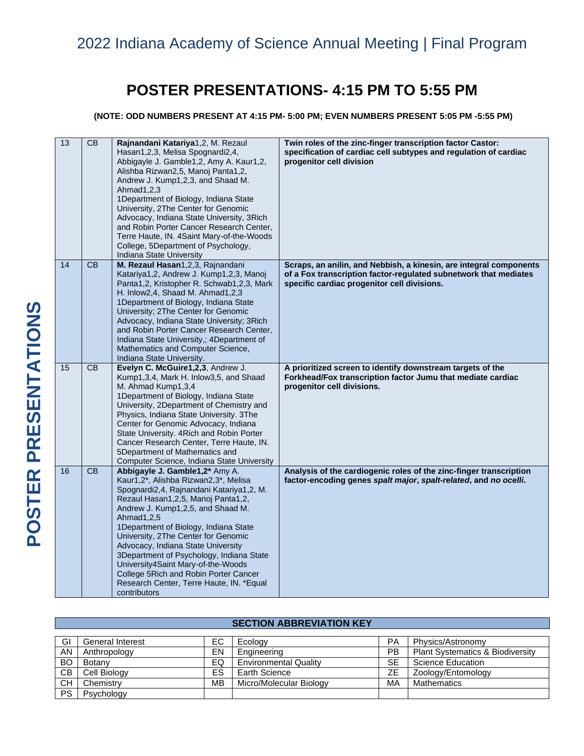## POSTER PRESENTATIONS- 4:15 PM TO 5:55 PM

**(NOTE: ODD NUMBERS PRESENT AT 4:15 PM- 5:00 PM; EVEN NUMBERS PRESENT 5:05 PM -5:55 PM)**

| | | | |
|---|---|---|---|
| 13 | CB | **Rajnandani Katariya**1,2, M. Rezaul Hasan1,2,3, Melisa Spognardi2,4, Abbigayle J. Gamble1,2, Amy A. Kaur1,2, Alishba Rizwan2,5, Manoj Panta1,2, Andrew J. Kump1,2,3, and Shaad M. Ahmad1,2,3 1Department of Biology, Indiana State University, 2The Center for Genomic Advocacy, Indiana State University, 3Rich and Robin Porter Cancer Research Center, Terre Haute, IN. 4Saint Mary-of-the-Woods College, 5Department of Psychology, Indiana State University | **Twin roles of the zinc-finger transcription factor Castor: specification of cardiac cell subtypes and regulation of cardiac progenitor cell division** |
| 14 | CB | **M. Rezaul Hasan**1,2,3, Rajnandani Katariya1,2, Andrew J. Kump1,2,3, Manoj Panta1,2, Kristopher R. Schwab1,2,3, Mark H. Inlow2,4, Shaad M. Ahmad1,2,3 1Department of Biology, Indiana State University; 2The Center for Genomic Advocacy, Indiana State University; 3Rich and Robin Porter Cancer Research Center, Indiana State University,; 4Department of Mathematics and Computer Science, Indiana State University. | **Scraps, an anilin, and Nebbish, a kinesin, are integral components of a Fox transcription factor-regulated subnetwork that mediates specific cardiac progenitor cell divisions.** |
| 15 | CB | **Evelyn C. McGuire1,2,3**, Andrew J. Kump1,3,4, Mark H. Inlow3,5, and Shaad M. Ahmad Kump1,3,4 1Department of Biology, Indiana State University, 2Department of Chemistry and Physics, Indiana State University. 3The Center for Genomic Advocacy, Indiana State University. 4Rich and Robin Porter Cancer Research Center, Terre Haute, IN. 5Department of Mathematics and Computer Science, Indiana State University | **A prioritized screen to identify downstream targets of the Forkhead/Fox transcription factor Jumu that mediate cardiac progenitor cell divisions.** |
| 16 | CB | **Abbigayle J. Gamble1,2*** Amy A. Kaur1,2*, Alishba Rizwan2,3*, Melisa Spognardi2,4, Rajnandani Katariya1,2, M. Rezaul Hasan1,2,5, Manoj Panta1,2, Andrew J. Kump1,2,5, and Shaad M. Ahmad1,2,5 1Department of Biology, Indiana State University, 2The Center for Genomic Advocacy, Indiana State University 3Department of Psychology, Indiana State University4Saint Mary-of-the-Woods College 5Rich and Robin Porter Cancer Research Center, Terre Haute, IN. *Equal contributors | **Analysis of the cardiogenic roles of the zinc-finger transcription factor-encoding genes *spalt major*, *spalt-related*, and *no ocelli*.** |

**SECTION ABBREVIATION KEY**

| | | | | | |
|---|---|---|---|---|---|
| GI | General Interest | EC | Ecology | PA | Physics/Astronomy |
| AN | Anthropology | EN | Engineering | PB | Plant Systematics & Biodiversity |
| BO | Botany | EQ | Environmental Quality | SE | Science Education |
| CB | Cell Biology | ES | Earth Science | ZE | Zoology/Entomology |
| CH | Chemistry | MB | Micro/Molecular Biology | MA | Mathematics |
| PS | Psychology | | | | |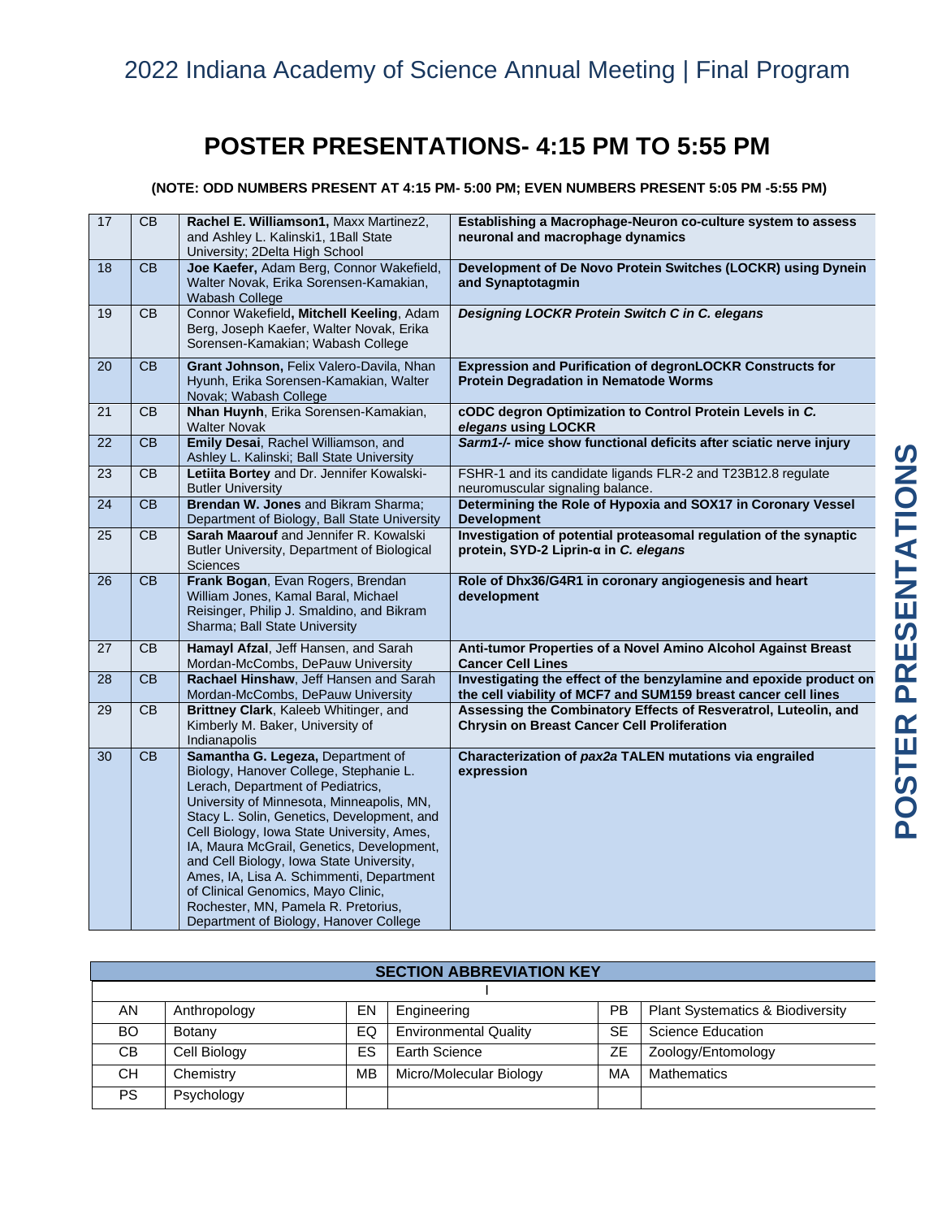# POSTER PRESENTATIONS- 4:15 PM TO 5:55 PM

**(NOTE: ODD NUMBERS PRESENT AT 4:15 PM- 5:00 PM; EVEN NUMBERS PRESENT 5:05 PM -5:55 PM)**

| | | | |
|---|---|---|---|
| 17 | CB | **Rachel E. Williamson1,** Maxx Martinez2, and Ashley L. Kalinski1, 1Ball State University; 2Delta High School | **Establishing a Macrophage-Neuron co-culture system to assess neuronal and macrophage dynamics** |
| 18 | CB | **Joe Kaefer,** Adam Berg, Connor Wakefield, Walter Novak, Erika Sorensen-Kamakian, Wabash College | **Development of De Novo Protein Switches (LOCKR) using Dynein and Synaptotagmin** |
| 19 | CB | Connor Wakefield**, Mitchell Keeling**, Adam Berg, Joseph Kaefer, Walter Novak, Erika Sorensen-Kamakian; Wabash College | ***Designing LOCKR Protein Switch C in C. elegans*** |
| 20 | CB | **Grant Johnson,** Felix Valero-Davila, Nhan Hyunh, Erika Sorensen-Kamakian, Walter Novak; Wabash College | **Expression and Purification of degronLOCKR Constructs for Protein Degradation in Nematode Worms** |
| 21 | CB | **Nhan Huynh**, Erika Sorensen-Kamakian, Walter Novak | **cODC degron Optimization to Control Protein Levels in *C. elegans* using LOCKR** |
| 22 | CB | **Emily Desai**, Rachel Williamson, and Ashley L. Kalinski; Ball State University | ***Sarm1-/-* mice show functional deficits after sciatic nerve injury** |
| 23 | CB | **Letiita Bortey** and Dr. Jennifer Kowalski-Butler University | FSHR-1 and its candidate ligands FLR-2 and T23B12.8 regulate neuromuscular signaling balance. |
| 24 | CB | **Brendan W. Jones** and Bikram Sharma; Department of Biology, Ball State University | **Determining the Role of Hypoxia and SOX17 in Coronary Vessel Development** |
| 25 | CB | **Sarah Maarouf** and Jennifer R. Kowalski Butler University, Department of Biological Sciences | **Investigation of potential proteasomal regulation of the synaptic protein, SYD-2 Liprin-α in *C. elegans*** |
| 26 | CB | **Frank Bogan**, Evan Rogers, Brendan William Jones, Kamal Baral, Michael Reisinger, Philip J. Smaldino, and Bikram Sharma; Ball State University | **Role of Dhx36/G4R1 in coronary angiogenesis and heart development** |
| 27 | CB | **Hamayl Afzal**, Jeff Hansen, and Sarah Mordan-McCombs, DePauw University | **Anti-tumor Properties of a Novel Amino Alcohol Against Breast Cancer Cell Lines** |
| 28 | CB | **Rachael Hinshaw**, Jeff Hansen and Sarah Mordan-McCombs, DePauw University | **Investigating the effect of the benzylamine and epoxide product on the cell viability of MCF7 and SUM159 breast cancer cell lines** |
| 29 | CB | **Brittney Clark**, Kaleeb Whitinger, and Kimberly M. Baker, University of Indianapolis | **Assessing the Combinatory Effects of Resveratrol, Luteolin, and Chrysin on Breast Cancer Cell Proliferation** |
| 30 | CB | **Samantha G. Legeza,** Department of Biology, Hanover College, Stephanie L. Lerach, Department of Pediatrics, University of Minnesota, Minneapolis, MN, Stacy L. Solin, Genetics, Development, and Cell Biology, Iowa State University, Ames, IA, Maura McGrail, Genetics, Development, and Cell Biology, Iowa State University, Ames, IA, Lisa A. Schimmenti, Department of Clinical Genomics, Mayo Clinic, Rochester, MN, Pamela R. Pretorius, Department of Biology, Hanover College | **Characterization of *pax2a* TALEN mutations via engrailed expression** |

| SECTION ABBREVIATION KEY | | | | | |
|---|---|---|---|---|---|
| AN | Anthropology | EN | Engineering | PB | Plant Systematics & Biodiversity |
| BO | Botany | EQ | Environmental Quality | SE | Science Education |
| CB | Cell Biology | ES | Earth Science | ZE | Zoology/Entomology |
| CH | Chemistry | MB | Micro/Molecular Biology | MA | Mathematics |
| PS | Psychology | | | | |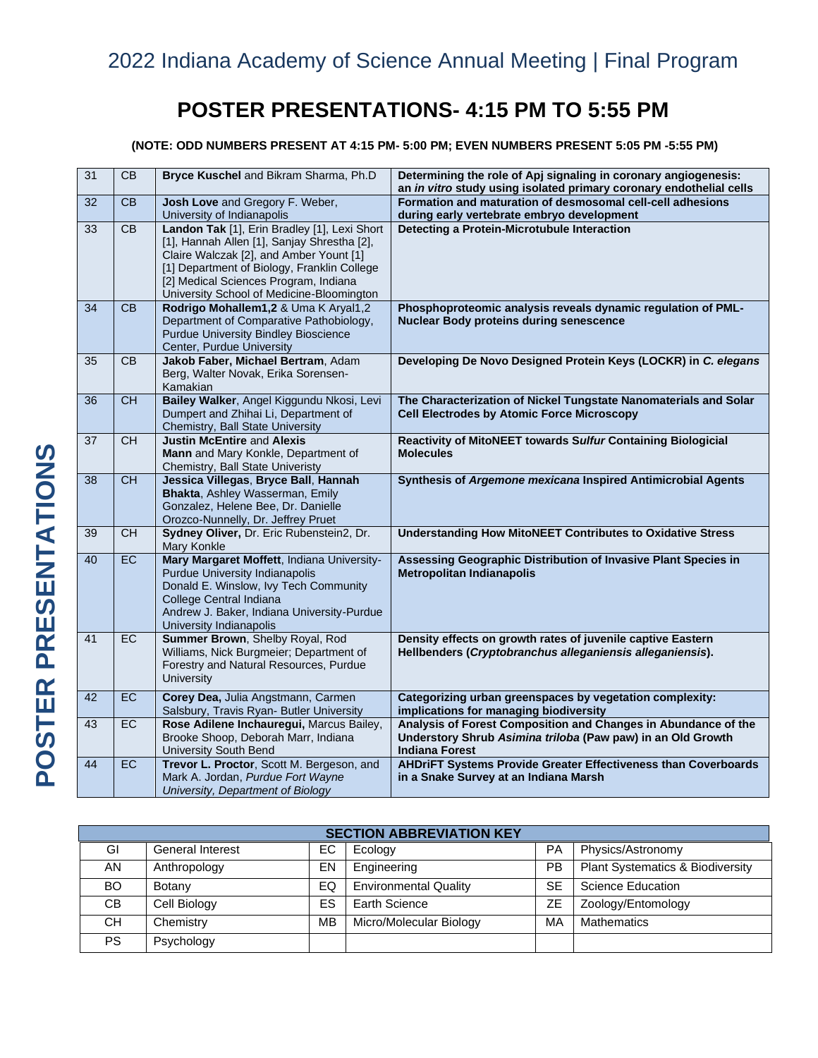## POSTER PRESENTATIONS- 4:15 PM TO 5:55 PM

**(NOTE: ODD NUMBERS PRESENT AT 4:15 PM- 5:00 PM; EVEN NUMBERS PRESENT 5:05 PM -5:55 PM)**

| | | | |
|---|---|---|---|
| 31 | CB | **Bryce Kuschel** and Bikram Sharma, Ph.D | **Determining the role of Apj signaling in coronary angiogenesis: an *in vitro* study using isolated primary coronary endothelial cells** |
| 32 | CB | **Josh Love** and Gregory F. Weber, University of Indianapolis | **Formation and maturation of desmosomal cell-cell adhesions during early vertebrate embryo development** |
| 33 | CB | **Landon Tak** [1], Erin Bradley [1], Lexi Short [1], Hannah Allen [1], Sanjay Shrestha [2], Claire Walczak [2], and Amber Yount [1] [1] Department of Biology, Franklin College [2] Medical Sciences Program, Indiana University School of Medicine-Bloomington | **Detecting a Protein-Microtubule Interaction** |
| 34 | CB | **Rodrigo Mohallem1,2** & Uma K Aryal1,2 Department of Comparative Pathobiology, Purdue University Bindley Bioscience Center, Purdue University | **Phosphoproteomic analysis reveals dynamic regulation of PML-Nuclear Body proteins during senescence** |
| 35 | CB | **Jakob Faber, Michael Bertram**, Adam Berg, Walter Novak, Erika Sorensen-Kamakian | **Developing De Novo Designed Protein Keys (LOCKR) in *C. elegans*** |
| 36 | CH | **Bailey Walker**, Angel Kiggundu Nkosi, Levi Dumpert and Zhihai Li, Department of Chemistry, Ball State University | **The Characterization of Nickel Tungstate Nanomaterials and Solar Cell Electrodes by Atomic Force Microscopy** |
| 37 | CH | **Justin McEntire** and **Alexis Mann** and Mary Konkle, Department of Chemistry, Ball State Univeristy | **Reactivity of MitoNEET towards *Sulfur* Containing Biologicial Molecules** |
| 38 | CH | **Jessica Villegas**, **Bryce Ball**, **Hannah Bhakta**, Ashley Wasserman, Emily Gonzalez, Helene Bee, Dr. Danielle Orozco-Nunnelly, Dr. Jeffrey Pruet | **Synthesis of *Argemone mexicana* Inspired Antimicrobial Agents** |
| 39 | CH | **Sydney Oliver,** Dr. Eric Rubenstein2, Dr. Mary Konkle | **Understanding How MitoNEET Contributes to Oxidative Stress** |
| 40 | EC | **Mary Margaret Moffett**, Indiana University-Purdue University Indianapolis Donald E. Winslow, Ivy Tech Community College Central Indiana Andrew J. Baker, Indiana University-Purdue University Indianapolis | **Assessing Geographic Distribution of Invasive Plant Species in Metropolitan Indianapolis** |
| 41 | EC | **Summer Brown**, Shelby Royal, Rod Williams, Nick Burgmeier; Department of Forestry and Natural Resources, Purdue University | **Density effects on growth rates of juvenile captive Eastern Hellbenders (*Cryptobranchus alleganiensis alleganiensis*).** |
| 42 | EC | **Corey Dea,** Julia Angstmann, Carmen Salsbury, Travis Ryan- Butler University | **Categorizing urban greenspaces by vegetation complexity: implications for managing biodiversity** |
| 43 | EC | **Rose Adilene Inchaueregui,** Marcus Bailey, Brooke Shoop, Deborah Marr, Indiana University South Bend | **Analysis of Forest Composition and Changes in Abundance of the Understory Shrub *Asimina triloba* (Paw paw) in an Old Growth Indiana Forest** |
| 44 | EC | **Trevor L. Proctor**, Scott M. Bergeson, and Mark A. Jordan, *Purdue Fort Wayne University, Department of Biology* | **AHDriFT Systems Provide Greater Effectiveness than Coverboards in a Snake Survey at an Indiana Marsh** |

**SECTION ABBREVIATION KEY**

| | | | | | |
|---|---|---|---|---|---|
| GI | General Interest | EC | Ecology | PA | Physics/Astronomy |
| AN | Anthropology | EN | Engineering | PB | Plant Systematics & Biodiversity |
| BO | Botany | EQ | Environmental Quality | SE | Science Education |
| CB | Cell Biology | ES | Earth Science | ZE | Zoology/Entomology |
| CH | Chemistry | MB | Micro/Molecular Biology | MA | Mathematics |
| PS | Psychology | | | | |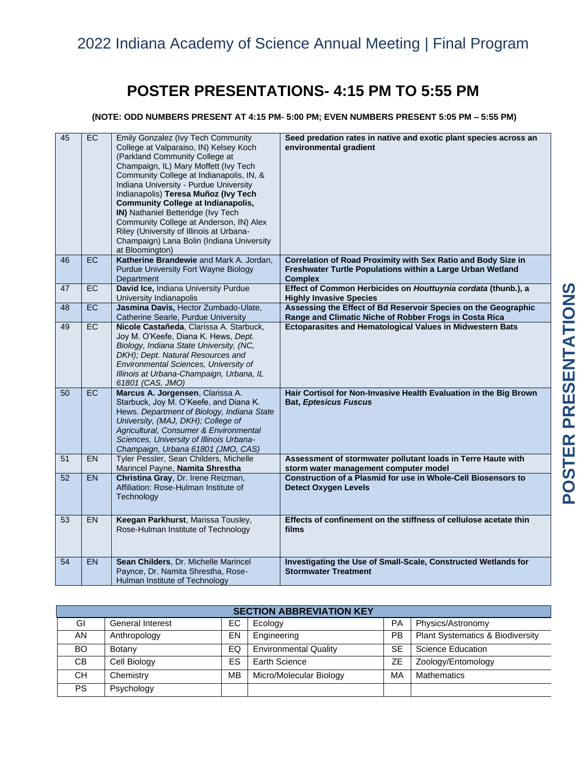## POSTER PRESENTATIONS- 4:15 PM TO 5:55 PM

**(NOTE: ODD NUMBERS PRESENT AT 4:15 PM- 5:00 PM; EVEN NUMBERS PRESENT 5:05 PM – 5:55 PM)**

| | | | |
|---|---|---|---|
| 45 | EC | Emily Gonzalez (Ivy Tech Community College at Valparaiso, IN) Kelsey Koch (Parkland Community College at Champaign, IL) Mary Moffett (Ivy Tech Community College at Indianapolis, IN, & Indiana University - Purdue University Indianapolis) **Teresa Muñoz (Ivy Tech Community College at Indianapolis, IN)** Nathaniel Betteridge (Ivy Tech Community College at Anderson, IN) Alex Riley (University of Illinois at Urbana-Champaign) Lana Bolin (Indiana University at Bloomington) | **Seed predation rates in native and exotic plant species across an environmental gradient** |
| 46 | EC | **Katherine Brandewie** and Mark A. Jordan, Purdue University Fort Wayne Biology Department | **Correlation of Road Proximity with Sex Ratio and Body Size in Freshwater Turtle Populations within a Large Urban Wetland Complex** |
| 47 | EC | **David Ice,** Indiana University Purdue University Indianapolis | **Effect of Common Herbicides on *Houttuynia cordata* (thunb.), a Highly Invasive Species** |
| 48 | EC | **Jasmina Davis,** Hector Zumbado-Ulate, Catherine Searle, Purdue University | **Assessing the Effect of Bd Reservoir Species on the Geographic Range and Climatic Niche of Robber Frogs in Costa Rica** |
| 49 | EC | **Nicole Castañeda**, Clarissa A. Starbuck, Joy M. O'Keefe, Diana K. Hews, *Dept. Biology, Indiana State University, (NC, DKH); Dept. Natural Resources and Environmental Sciences, University of Illinois at Urbana-Champaign, Urbana, IL 61801 (CAS, JMO)* | **Ectoparasites and Hematological Values in Midwestern Bats** |
| 50 | EC | **Marcus A. Jorgensen**, Clarissa A. Starbuck, Joy M. O'Keefe, and Diana K. Hews. *Department of Biology, Indiana State University, (MAJ, DKH); College of Agricultural, Consumer & Environmental Sciences, University of Illinois Urbana-Champaign, Urbana 61801 (JMO, CAS)* | **Hair Cortisol for Non-Invasive Health Evaluation in the Big Brown Bat, *Eptesicus Fuscus*** |
| 51 | EN | Tyler Pessler, Sean Childers, Michelle Marincel Payne, **Namita Shrestha** | **Assessment of stormwater pollutant loads in Terre Haute with storm water management computer model** |
| 52 | EN | **Christina Gray**, Dr. Irene Reizman, Affiliation: Rose-Hulman Institute of Technology | **Construction of a Plasmid for use in Whole-Cell Biosensors to Detect Oxygen Levels** |
| 53 | EN | **Keegan Parkhurst**, Marissa Tousley, Rose-Hulman Institute of Technology | **Effects of confinement on the stiffness of cellulose acetate thin films** |
| 54 | EN | **Sean Childers**, Dr. Michelle Marincel Paynce, Dr. Namita Shrestha, Rose-Hulman Institute of Technology | **Investigating the Use of Small-Scale, Constructed Wetlands for Stormwater Treatment** |

| SECTION ABBREVIATION KEY | | | | | |
|---|---|---|---|---|---|
| GI | General Interest | EC | Ecology | PA | Physics/Astronomy |
| AN | Anthropology | EN | Engineering | PB | Plant Systematics & Biodiversity |
| BO | Botany | EQ | Environmental Quality | SE | Science Education |
| CB | Cell Biology | ES | Earth Science | ZE | Zoology/Entomology |
| CH | Chemistry | MB | Micro/Molecular Biology | MA | Mathematics |
| PS | Psychology | | | | |

**POSTER PRESENTATIONS**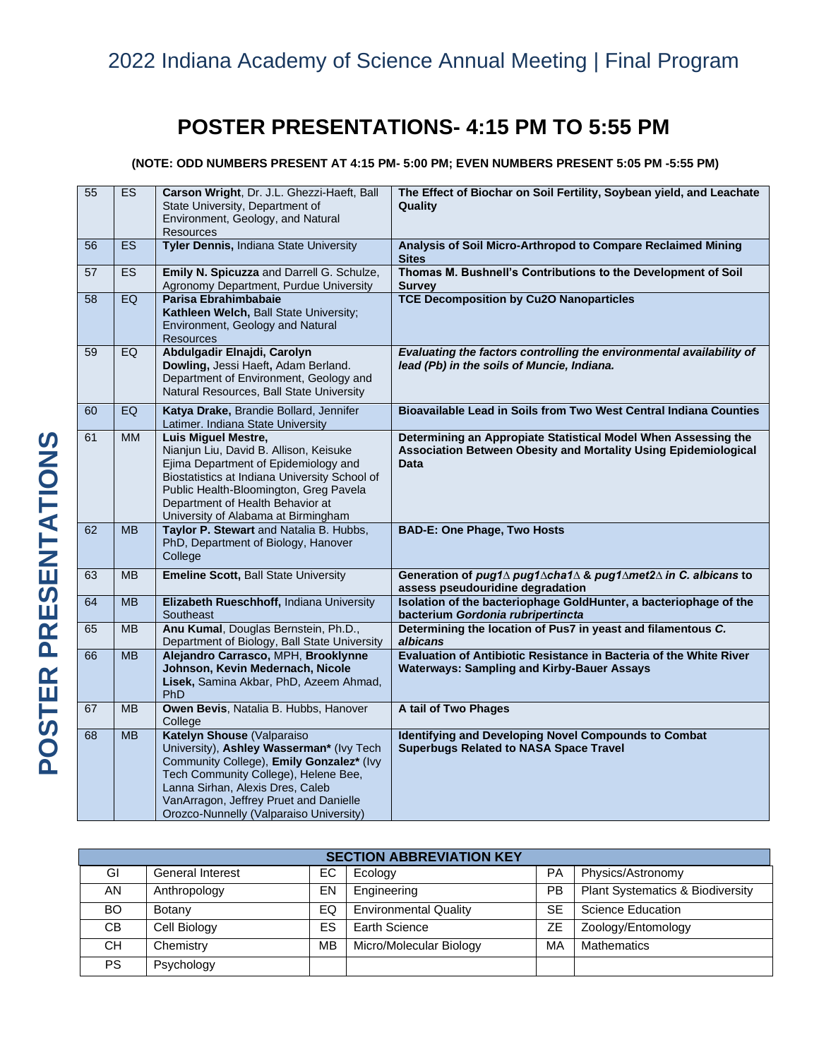## POSTER PRESENTATIONS- 4:15 PM TO 5:55 PM

**(NOTE: ODD NUMBERS PRESENT AT 4:15 PM- 5:00 PM; EVEN NUMBERS PRESENT 5:05 PM -5:55 PM)**

| | | | |
|---|---|---|---|
| 55 | ES | **Carson Wright**, Dr. J.L. Ghezzi-Haeft, Ball State University, Department of Environment, Geology, and Natural Resources | **The Effect of Biochar on Soil Fertility, Soybean yield, and Leachate Quality** |
| 56 | ES | **Tyler Dennis,** Indiana State University | **Analysis of Soil Micro-Arthropod to Compare Reclaimed Mining Sites** |
| 57 | ES | **Emily N. Spicuzza** and Darrell G. Schulze, Agronomy Department, Purdue University | **Thomas M. Bushnell's Contributions to the Development of Soil Survey** |
| 58 | EQ | **Parisa Ebrahimbabaie** **Kathleen Welch,** Ball State University; Environment, Geology and Natural Resources | **TCE Decomposition by Cu2O Nanoparticles** |
| 59 | EQ | **Abdulgadir Elnajdi, Carolyn Dowling,** Jessi Haeft, Adam Berland. Department of Environment, Geology and Natural Resources, Ball State University | ***Evaluating the factors controlling the environmental availability of lead (Pb) in the soils of Muncie, Indiana.*** |
| 60 | EQ | **Katya Drake,** Brandie Bollard, Jennifer Latimer. Indiana State University | **Bioavailable Lead in Soils from Two West Central Indiana Counties** |
| 61 | MM | **Luis Miguel Mestre,** Nianjun Liu, David B. Allison, Keisuke Ejima Department of Epidemiology and Biostatistics at Indiana University School of Public Health-Bloomington, Greg Pavela Department of Health Behavior at University of Alabama at Birmingham | **Determining an Appropiate Statistical Model When Assessing the Association Between Obesity and Mortality Using Epidemiological Data** |
| 62 | MB | **Taylor P. Stewart** and Natalia B. Hubbs, PhD, Department of Biology, Hanover College | **BAD-E: One Phage, Two Hosts** |
| 63 | MB | **Emeline Scott,** Ball State University | **Generation of *pug1∆ pug1∆cha1∆* & *pug1∆met2∆ in C. albicans* to assess pseudouridine degradation** |
| 64 | MB | **Elizabeth Rueschhoff,** Indiana University Southeast | **Isolation of the bacteriophage GoldHunter, a bacteriophage of the bacterium *Gordonia rubripertincta*** |
| 65 | MB | **Anu Kumal**, Douglas Bernstein, Ph.D., Department of Biology, Ball State University | **Determining the location of Pus7 in yeast and filamentous *C. albicans*** |
| 66 | MB | **Alejandro Carrasco,** MPH, **Brooklynne Johnson, Kevin Medernach, Nicole Lisek,** Samina Akbar, PhD, Azeem Ahmad, PhD | **Evaluation of Antibiotic Resistance in Bacteria of the White River Waterways: Sampling and Kirby-Bauer Assays** |
| 67 | MB | **Owen Bevis**, Natalia B. Hubbs, Hanover College | **A tail of Two Phages** |
| 68 | MB | **Katelyn Shouse** (Valparaiso University), **Ashley Wasserman*** (Ivy Tech Community College), **Emily Gonzalez*** (Ivy Tech Community College), Helene Bee, Lanna Sirhan, Alexis Dres, Caleb VanArragon, Jeffrey Pruet and Danielle Orozco-Nunnelly (Valparaiso University) | **Identifying and Developing Novel Compounds to Combat Superbugs Related to NASA Space Travel** |

| SECTION ABBREVIATION KEY | | | | | |
|---|---|---|---|---|---|
| GI | General Interest | EC | Ecology | PA | Physics/Astronomy |
| AN | Anthropology | EN | Engineering | PB | Plant Systematics & Biodiversity |
| BO | Botany | EQ | Environmental Quality | SE | Science Education |
| CB | Cell Biology | ES | Earth Science | ZE | Zoology/Entomology |
| CH | Chemistry | MB | Micro/Molecular Biology | MA | Mathematics |
| PS | Psychology | | | | |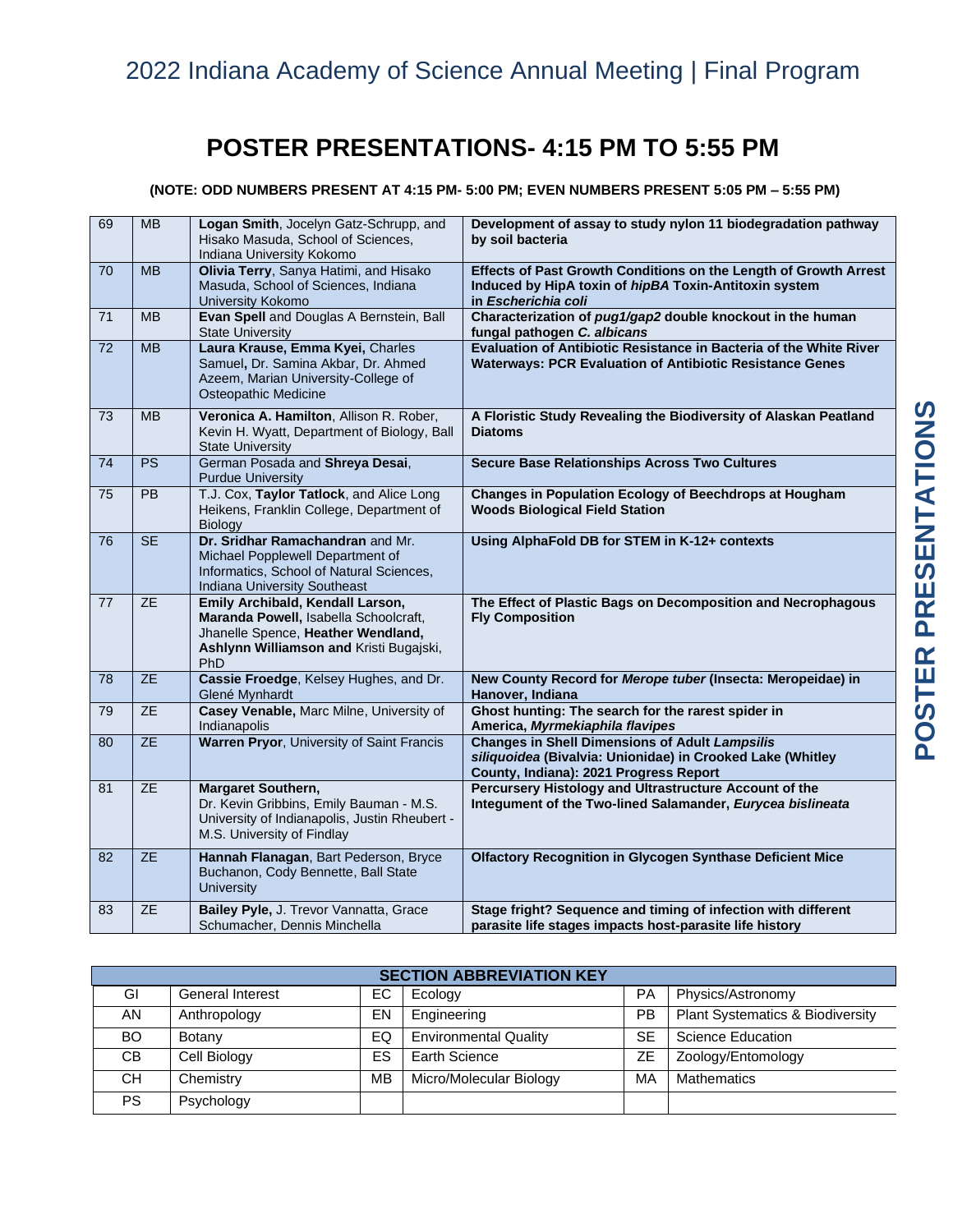## POSTER PRESENTATIONS- 4:15 PM TO 5:55 PM

**(NOTE: ODD NUMBERS PRESENT AT 4:15 PM- 5:00 PM; EVEN NUMBERS PRESENT 5:05 PM – 5:55 PM)**

| | | | |
|---|---|---|---|
| 69 | MB | **Logan Smith**, Jocelyn Gatz-Schrupp, and Hisako Masuda, School of Sciences, Indiana University Kokomo | **Development of assay to study nylon 11 biodegradation pathway by soil bacteria** |
| 70 | MB | **Olivia Terry**, Sanya Hatimi, and Hisako Masuda, School of Sciences, Indiana University Kokomo | **Effects of Past Growth Conditions on the Length of Growth Arrest Induced by HipA toxin of *hipBA* Toxin-Antitoxin system in *Escherichia coli*** |
| 71 | MB | **Evan Spell** and Douglas A Bernstein, Ball State University | **Characterization of *pug1/gap2* double knockout in the human fungal pathogen *C. albicans*** |
| 72 | MB | **Laura Krause, Emma Kyei,** Charles Samuel**,** Dr. Samina Akbar, Dr. Ahmed Azeem, Marian University-College of Osteopathic Medicine | **Evaluation of Antibiotic Resistance in Bacteria of the White River Waterways: PCR Evaluation of Antibiotic Resistance Genes** |
| 73 | MB | **Veronica A. Hamilton**, Allison R. Rober, Kevin H. Wyatt, Department of Biology, Ball State University | **A Floristic Study Revealing the Biodiversity of Alaskan Peatland Diatoms** |
| 74 | PS | German Posada and **Shreya Desai**, Purdue University | **Secure Base Relationships Across Two Cultures** |
| 75 | PB | T.J. Cox, **Taylor Tatlock**, and Alice Long Heikens, Franklin College, Department of Biology | **Changes in Population Ecology of Beechdrops at Hougham Woods Biological Field Station** |
| 76 | SE | **Dr. Sridhar Ramachandran** and Mr. Michael Popplewell Department of Informatics, School of Natural Sciences, Indiana University Southeast | **Using AlphaFold DB for STEM in K-12+ contexts** |
| 77 | ZE | **Emily Archibald, Kendall Larson, Maranda Powell,** Isabella Schoolcraft, Jhanelle Spence, **Heather Wendland, Ashlynn Williamson and** Kristi Bugajski, PhD | **The Effect of Plastic Bags on Decomposition and Necrophagous Fly Composition** |
| 78 | ZE | **Cassie Froedge**, Kelsey Hughes, and Dr. Glené Mynhardt | **New County Record for *Merope tuber* (Insecta: Meropeidae) in Hanover, Indiana** |
| 79 | ZE | **Casey Venable,** Marc Milne, University of Indianapolis | **Ghost hunting: The search for the rarest spider in America, *Myrmekiaphila flavipes*** |
| 80 | ZE | **Warren Pryor**, University of Saint Francis | **Changes in Shell Dimensions of Adult *Lampsilis siliquoidea* (Bivalvia: Unionidae) in Crooked Lake (Whitley County, Indiana): 2021 Progress Report** |
| 81 | ZE | **Margaret Southern,** Dr. Kevin Gribbins, Emily Bauman - M.S. University of Indianapolis, Justin Rheubert - M.S. University of Findlay | **Percursery Histology and Ultrastructure Account of the Integument of the Two-lined Salamander, *Eurycea bislineata*** |
| 82 | ZE | **Hannah Flanagan**, Bart Pederson, Bryce Buchanon, Cody Bennette, Ball State University | **Olfactory Recognition in Glycogen Synthase Deficient Mice** |
| 83 | ZE | **Bailey Pyle,** J. Trevor Vannatta, Grace Schumacher, Dennis Minchella | **Stage fright? Sequence and timing of infection with different parasite life stages impacts host-parasite life history** |

| SECTION ABBREVIATION KEY | | | | | |
|---|---|---|---|---|---|
| GI | General Interest | EC | Ecology | PA | Physics/Astronomy |
| AN | Anthropology | EN | Engineering | PB | Plant Systematics & Biodiversity |
| BO | Botany | EQ | Environmental Quality | SE | Science Education |
| CB | Cell Biology | ES | Earth Science | ZE | Zoology/Entomology |
| CH | Chemistry | MB | Micro/Molecular Biology | MA | Mathematics |
| PS | Psychology | | | | |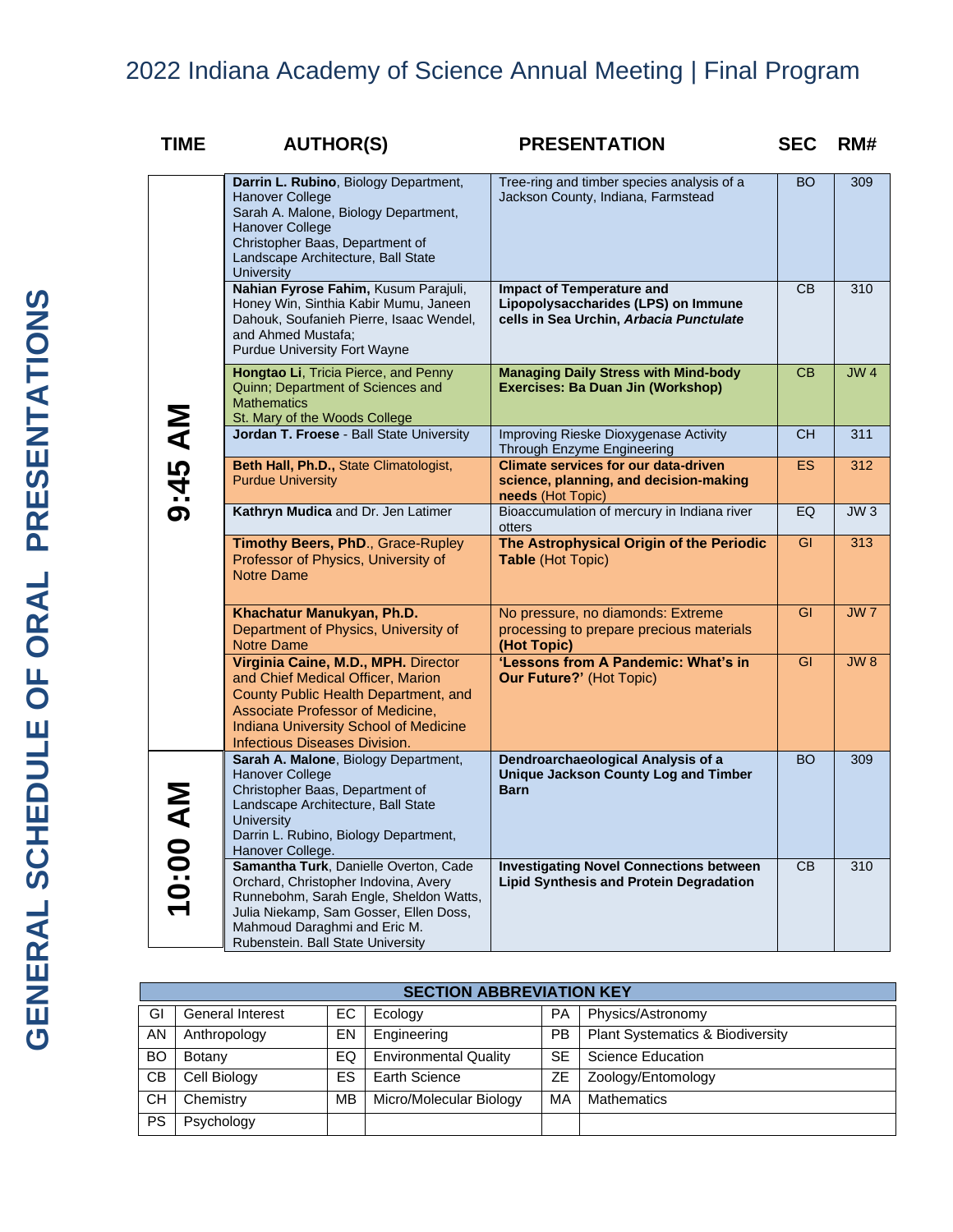# 2022 Indiana Academy of Science Annual Meeting | Final Program

## GENERAL SCHEDULE OF ORAL PRESENTATIONS

| TIME | AUTHOR(S) | PRESENTATION | SEC | RM# |
|---|---|---|---|---|
| 9:45 AM | **Darrin L. Rubino**, Biology Department, Hanover College<br>Sarah A. Malone, Biology Department, Hanover College<br>Christopher Baas, Department of Landscape Architecture, Ball State University | Tree-ring and timber species analysis of a Jackson County, Indiana, Farmstead | BO | 309 |
| | **Nahian Fyrose Fahim,** Kusum Parajuli, Honey Win, Sinthia Kabir Mumu, Janeen Dahouk, Soufanieh Pierre, Isaac Wendel, and Ahmed Mustafa;<br>Purdue University Fort Wayne | **Impact of Temperature and Lipopolysaccharides (LPS) on Immune cells in Sea Urchin, *Arbacia Punctulate*** | CB | 310 |
| | **Hongtao Li**, Tricia Pierce, and Penny Quinn; Department of Sciences and Mathematics<br>St. Mary of the Woods College | **Managing Daily Stress with Mind-body Exercises: Ba Duan Jin (Workshop)** | CB | JW 4 |
| | **Jordan T. Froese** - Ball State University | Improving Rieske Dioxygenase Activity Through Enzyme Engineering | CH | 311 |
| | **Beth Hall, Ph.D.,** State Climatologist, Purdue University | **Climate services for our data-driven science, planning, and decision-making needs** (Hot Topic) | ES | 312 |
| | **Kathryn Mudica** and Dr. Jen Latimer | Bioaccumulation of mercury in Indiana river otters | EQ | JW 3 |
| | **Timothy Beers, PhD**., Grace-Rupley Professor of Physics, University of Notre Dame | **The Astrophysical Origin of the Periodic Table** (Hot Topic) | GI | 313 |
| | **Khachatur Manukyan, Ph.D.**<br>Department of Physics, University of Notre Dame | No pressure, no diamonds: Extreme processing to prepare precious materials **(Hot Topic)** | GI | JW 7 |
| | **Virginia Caine, M.D., MPH.** Director and Chief Medical Officer, Marion County Public Health Department, and Associate Professor of Medicine, Indiana University School of Medicine Infectious Diseases Division. | **'Lessons from A Pandemic: What's in Our Future?'** (Hot Topic) | GI | JW 8 |
| 10:00 AM | **Sarah A. Malone**, Biology Department, Hanover College<br>Christopher Baas, Department of Landscape Architecture, Ball State University<br>Darrin L. Rubino, Biology Department, Hanover College. | **Dendroarchaeological Analysis of a Unique Jackson County Log and Timber Barn** | BO | 309 |
| | **Samantha Turk**, Danielle Overton, Cade Orchard, Christopher Indovina, Avery Runnebohm, Sarah Engle, Sheldon Watts, Julia Niekamp, Sam Gosser, Ellen Doss, Mahmoud Daraghmi and Eric M. Rubenstein. Ball State University | **Investigating Novel Connections between Lipid Synthesis and Protein Degradation** | CB | 310 |

| SECTION ABBREVIATION KEY | | | | | |
|---|---|---|---|---|---|
| GI | General Interest | EC | Ecology | PA | Physics/Astronomy |
| AN | Anthropology | EN | Engineering | PB | Plant Systematics & Biodiversity |
| BO | Botany | EQ | Environmental Quality | SE | Science Education |
| CB | Cell Biology | ES | Earth Science | ZE | Zoology/Entomology |
| CH | Chemistry | MB | Micro/Molecular Biology | MA | Mathematics |
| PS | Psychology | | | | |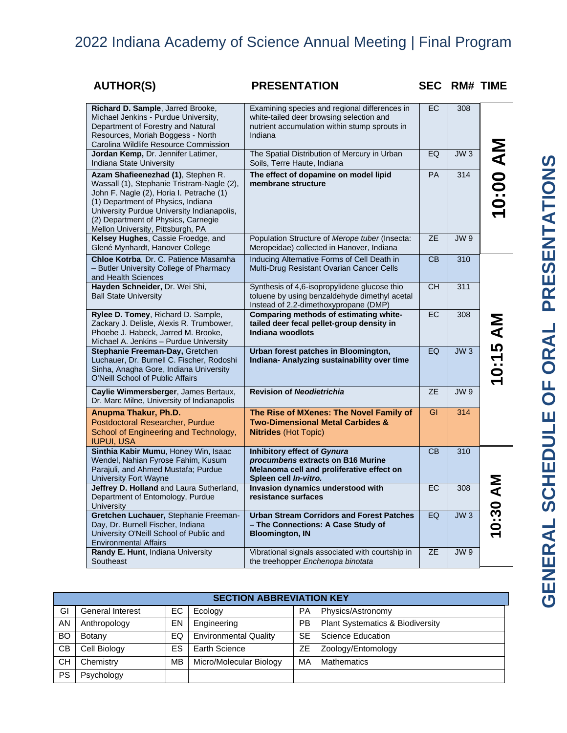# 2022 Indiana Academy of Science Annual Meeting | Final Program

## GENERAL SCHEDULE OF ORAL PRESENTATIONS

| AUTHOR(S) | PRESENTATION | SEC | RM# | TIME |
|---|---|---|---|---|
| **Richard D. Sample**, Jarred Brooke, Michael Jenkins - Purdue University, Department of Forestry and Natural Resources, Moriah Boggess - North Carolina Wildlife Resource Commission | Examining species and regional differences in white-tailed deer browsing selection and nutrient accumulation within stump sprouts in Indiana | EC | 308 | 10:00 AM |
| **Jordan Kemp,** Dr. Jennifer Latimer, Indiana State University | The Spatial Distribution of Mercury in Urban Soils, Terre Haute, Indiana | EQ | JW 3 | 10:00 AM |
| **Azam Shafieenezhad (1)**, Stephen R. Wassall (1), Stephanie Tristram-Nagle (2), John F. Nagle (2), Horia I. Petrache (1) (1) Department of Physics, Indiana University Purdue University Indianapolis, (2) Department of Physics, Carnegie Mellon University, Pittsburgh, PA | **The effect of dopamine on model lipid membrane structure** | PA | 314 | 10:00 AM |
| **Kelsey Hughes**, Cassie Froedge, and Glené Mynhardt, Hanover College | Population Structure of *Merope tuber* (Insecta: Meropeidae) collected in Hanover, Indiana | ZE | JW 9 | 10:00 AM |
| **Chloe Kotrba**, Dr. C. Patience Masamha – Butler University College of Pharmacy and Health Sciences | Inducing Alternative Forms of Cell Death in Multi-Drug Resistant Ovarian Cancer Cells | CB | 310 | 10:15 AM |
| **Hayden Schneider,** Dr. Wei Shi, Ball State University | Synthesis of 4,6-isopropylidene glucose thio toluene by using benzaldehyde dimethyl acetal Instead of 2,2-dimethoxypropane (DMP) | CH | 311 | 10:15 AM |
| **Rylee D. Tomey**, Richard D. Sample, Zackary J. Delisle, Alexis R. Trumbower, Phoebe J. Habeck, Jarred M. Brooke, Michael A. Jenkins – Purdue University | **Comparing methods of estimating white-tailed deer fecal pellet-group density in Indiana woodlots** | EC | 308 | 10:15 AM |
| **Stephanie Freeman-Day,** Gretchen Luchauer, Dr. Burnell C. Fischer, Rodoshi Sinha, Anagha Gore, Indiana University O'Neill School of Public Affairs | **Urban forest patches in Bloomington, Indiana- Analyzing sustainability over time** | EQ | JW 3 | 10:15 AM |
| **Caylie Wimmersberger**, James Bertaux, Dr. Marc Milne, University of Indianapolis | **Revision of *Neodietrichia*** | ZE | JW 9 | 10:15 AM |
| **Anupma Thakur, Ph.D.** Postdoctoral Researcher, Purdue School of Engineering and Technology, IUPUI, USA | **The Rise of MXenes: The Novel Family of Two-Dimensional Metal Carbides & Nitrides** (Hot Topic) | GI | 314 | 10:15 AM |
| **Sinthia Kabir Mumu**, Honey Win, Isaac Wendel, Nahian Fyrose Fahim, Kusum Parajuli, and Ahmed Mustafa; Purdue University Fort Wayne | **Inhibitory effect of *Gynura procumbens* extracts on B16 Murine Melanoma cell and proliferative effect on Spleen cell *In-vitro.*** | CB | 310 | 10:30 AM |
| **Jeffrey D. Holland** and Laura Sutherland, Department of Entomology, Purdue University | **Invasion dynamics understood with resistance surfaces** | EC | 308 | 10:30 AM |
| **Gretchen Luchauer,** Stephanie Freeman-Day, Dr. Burnell Fischer, Indiana University O'Neill School of Public and Environmental Affairs | **Urban Stream Corridors and Forest Patches – The Connections: A Case Study of Bloomington, IN** | EQ | JW 3 | 10:30 AM |
| **Randy E. Hunt**, Indiana University Southeast | Vibrational signals associated with courtship in the treehopper *Enchenopa binotata* | ZE | JW 9 | 10:30 AM |

| SECTION ABBREVIATION KEY | | | | | |
|---|---|---|---|---|---|
| GI | General Interest | EC | Ecology | PA | Physics/Astronomy |
| AN | Anthropology | EN | Engineering | PB | Plant Systematics & Biodiversity |
| BO | Botany | EQ | Environmental Quality | SE | Science Education |
| CB | Cell Biology | ES | Earth Science | ZE | Zoology/Entomology |
| CH | Chemistry | MB | Micro/Molecular Biology | MA | Mathematics |
| PS | Psychology | | | | |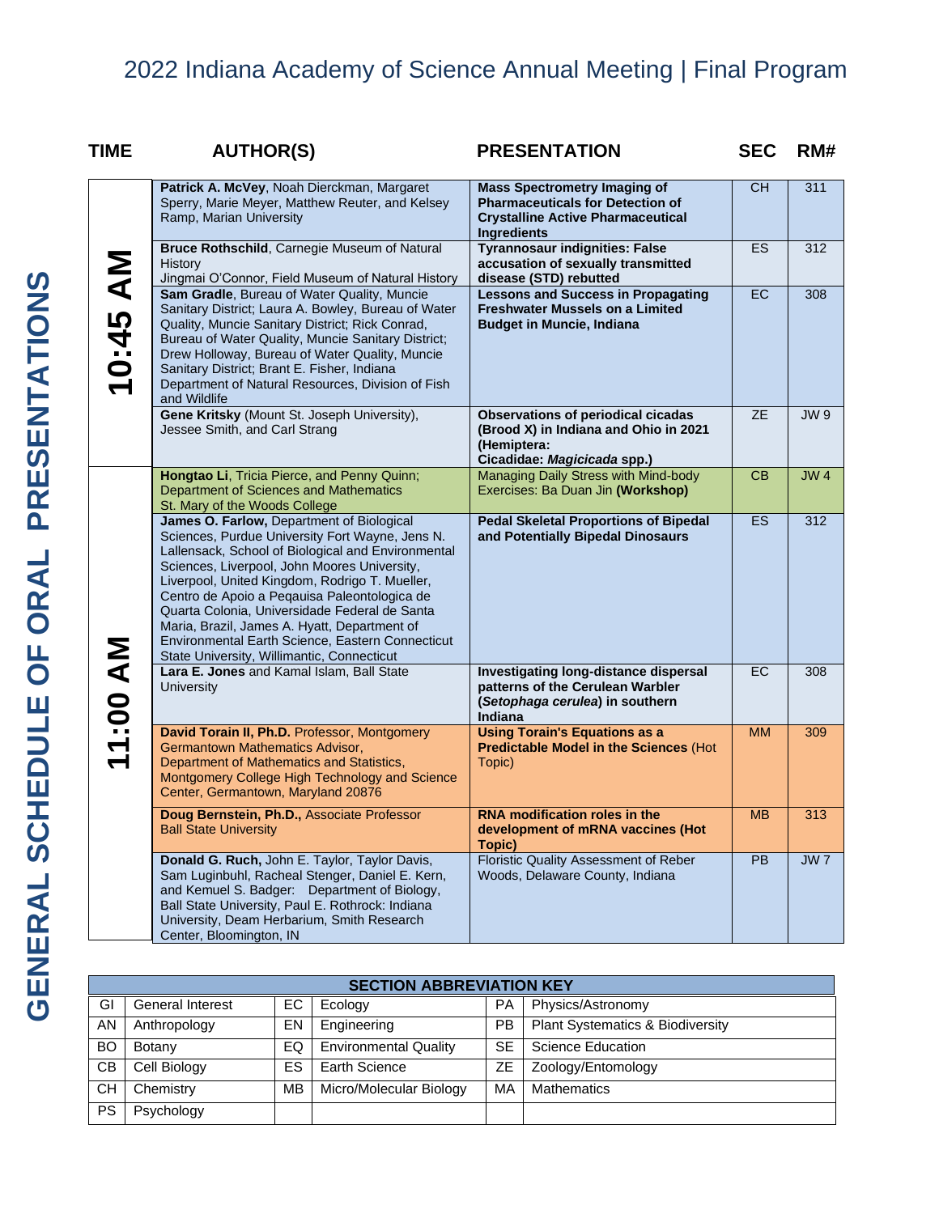# 2022 Indiana Academy of Science Annual Meeting | Final Program

## GENERAL SCHEDULE OF ORAL PRESENTATIONS

| TIME | AUTHOR(S) | PRESENTATION | SEC | RM# |
|---|---|---|---|---|
| 10:45 AM | **Patrick A. McVey**, Noah Dierckman, Margaret Sperry, Marie Meyer, Matthew Reuter, and Kelsey Ramp, Marian University | **Mass Spectrometry Imaging of Pharmaceuticals for Detection of Crystalline Active Pharmaceutical Ingredients** | CH | 311 |
| | **Bruce Rothschild**, Carnegie Museum of Natural History Jingmai O'Connor, Field Museum of Natural History | **Tyrannosaur indignities: False accusation of sexually transmitted disease (STD) rebutted** | ES | 312 |
| | **Sam Gradle**, Bureau of Water Quality, Muncie Sanitary District; Laura A. Bowley, Bureau of Water Quality, Muncie Sanitary District; Rick Conrad, Bureau of Water Quality, Muncie Sanitary District; Drew Holloway, Bureau of Water Quality, Muncie Sanitary District; Brant E. Fisher, Indiana Department of Natural Resources, Division of Fish and Wildlife | **Lessons and Success in Propagating Freshwater Mussels on a Limited Budget in Muncie, Indiana** | EC | 308 |
| | **Gene Kritsky** (Mount St. Joseph University), Jessee Smith, and Carl Strang | **Observations of periodical cicadas (Brood X) in Indiana and Ohio in 2021 (Hemiptera: Cicadidae: *Magicicada* spp.)** | ZE | JW 9 |
| 11:00 AM | **Hongtao Li**, Tricia Pierce, and Penny Quinn; Department of Sciences and Mathematics St. Mary of the Woods College | Managing Daily Stress with Mind-body Exercises: Ba Duan Jin **(Workshop)** | CB | JW 4 |
| | **James O. Farlow,** Department of Biological Sciences, Purdue University Fort Wayne, Jens N. Lallensack, School of Biological and Environmental Sciences, Liverpool, John Moores University, Liverpool, United Kingdom, Rodrigo T. Mueller, Centro de Apoio a Peqauisa Paleontologica de Quarta Colonia, Universidade Federal de Santa Maria, Brazil, James A. Hyatt, Department of Environmental Earth Science, Eastern Connecticut State University, Willimantic, Connecticut | **Pedal Skeletal Proportions of Bipedal and Potentially Bipedal Dinosaurs** | ES | 312 |
| | **Lara E. Jones** and Kamal Islam, Ball State University | **Investigating long-distance dispersal patterns of the Cerulean Warbler (*Setophaga cerulea*) in southern Indiana** | EC | 308 |
| | **David Torain II, Ph.D.** Professor, Montgomery Germantown Mathematics Advisor, Department of Mathematics and Statistics, Montgomery College High Technology and Science Center, Germantown, Maryland 20876 | **Using Torain's Equations as a Predictable Model in the Sciences** (Hot Topic) | MM | 309 |
| | **Doug Bernstein, Ph.D.,** Associate Professor Ball State University | **RNA modification roles in the development of mRNA vaccines (Hot Topic)** | MB | 313 |
| | **Donald G. Ruch,** John E. Taylor, Taylor Davis, Sam Luginbuhl, Racheal Stenger, Daniel E. Kern, and Kemuel S. Badger: Department of Biology, Ball State University, Paul E. Rothrock: Indiana University, Deam Herbarium, Smith Research Center, Bloomington, IN | Floristic Quality Assessment of Reber Woods, Delaware County, Indiana | PB | JW 7 |

| SECTION ABBREVIATION KEY | | | | | |
|---|---|---|---|---|---|
| GI | General Interest | EC | Ecology | PA | Physics/Astronomy |
| AN | Anthropology | EN | Engineering | PB | Plant Systematics & Biodiversity |
| BO | Botany | EQ | Environmental Quality | SE | Science Education |
| CB | Cell Biology | ES | Earth Science | ZE | Zoology/Entomology |
| CH | Chemistry | MB | Micro/Molecular Biology | MA | Mathematics |
| PS | Psychology | | | | |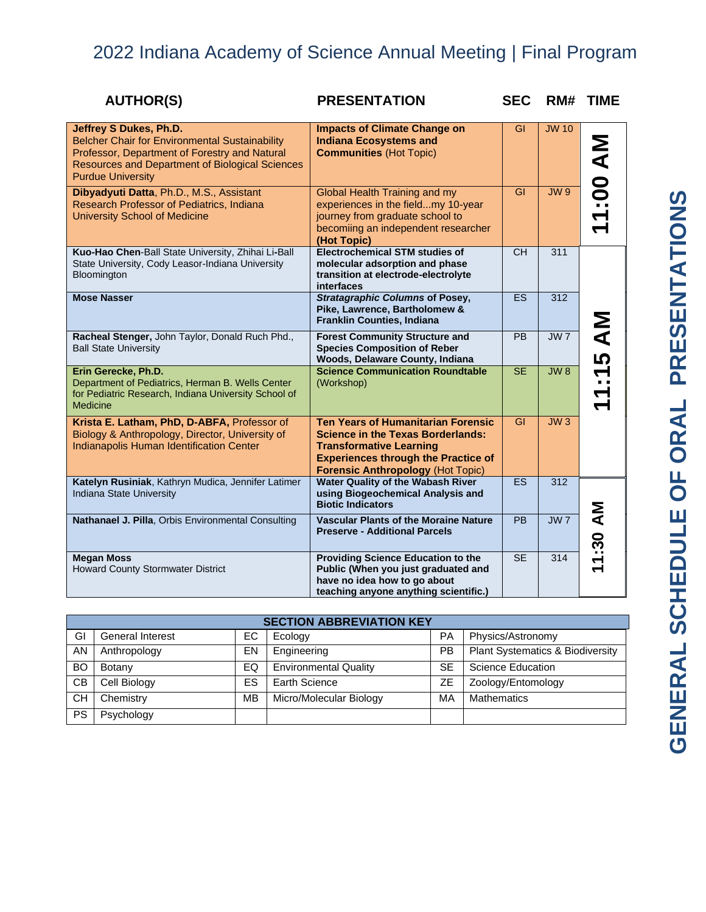# 2022 Indiana Academy of Science Annual Meeting | Final Program

## GENERAL SCHEDULE OF ORAL PRESENTATIONS

| AUTHOR(S) | PRESENTATION | SEC | RM# | TIME |
|---|---|---|---|---|
| **Jeffrey S Dukes, Ph.D.** Belcher Chair for Environmental Sustainability Professor, Department of Forestry and Natural Resources and Department of Biological Sciences Purdue University | **Impacts of Climate Change on Indiana Ecosystems and Communities** (Hot Topic) | GI | JW 10 | 11:00 AM |
| **Dibyadyuti Datta**, Ph.D., M.S., Assistant Research Professor of Pediatrics, Indiana University School of Medicine | Global Health Training and my experiences in the field...my 10-year journey from graduate school to becomiing an independent researcher **(Hot Topic)** | GI | JW 9 | 11:00 AM |
| **Kuo-Hao Chen**-Ball State University, Zhihai Li-Ball State University, Cody Leasor-Indiana University Bloomington | **Electrochemical STM studies of molecular adsorption and phase transition at electrode-electrolyte interfaces** | CH | 311 | 11:15 AM |
| **Mose Nasser** | ***Stratagraphic Columns* of Posey, Pike, Lawrence, Bartholomew & Franklin Counties, Indiana** | ES | 312 | 11:15 AM |
| **Racheal Stenger,** John Taylor, Donald Ruch Phd., Ball State University | **Forest Community Structure and Species Composition of Reber Woods, Delaware County, Indiana** | PB | JW 7 | 11:15 AM |
| **Erin Gerecke, Ph.D.** Department of Pediatrics, Herman B. Wells Center for Pediatric Research, Indiana University School of Medicine | **Science Communication Roundtable** (Workshop) | SE | JW 8 | 11:15 AM |
| **Krista E. Latham, PhD, D-ABFA,** Professor of Biology & Anthropology, Director, University of Indianapolis Human Identification Center | **Ten Years of Humanitarian Forensic Science in the Texas Borderlands: Transformative Learning Experiences through the Practice of Forensic Anthropology** (Hot Topic) | GI | JW 3 | 11:15 AM |
| **Katelyn Rusiniak**, Kathryn Mudica, Jennifer Latimer Indiana State University | **Water Quality of the Wabash River using Biogeochemical Analysis and Biotic Indicators** | ES | 312 | 11:30 AM |
| **Nathanael J. Pilla**, Orbis Environmental Consulting | **Vascular Plants of the Moraine Nature Preserve - Additional Parcels** | PB | JW 7 | 11:30 AM |
| **Megan Moss** Howard County Stormwater District | **Providing Science Education to the Public (When you just graduated and have no idea how to go about teaching anyone anything scientific.)** | SE | 314 | 11:30 AM |

| SECTION ABBREVIATION KEY | | | | | |
|---|---|---|---|---|---|
| GI | General Interest | EC | Ecology | PA | Physics/Astronomy |
| AN | Anthropology | EN | Engineering | PB | Plant Systematics & Biodiversity |
| BO | Botany | EQ | Environmental Quality | SE | Science Education |
| CB | Cell Biology | ES | Earth Science | ZE | Zoology/Entomology |
| CH | Chemistry | MB | Micro/Molecular Biology | MA | Mathematics |
| PS | Psychology | | | | |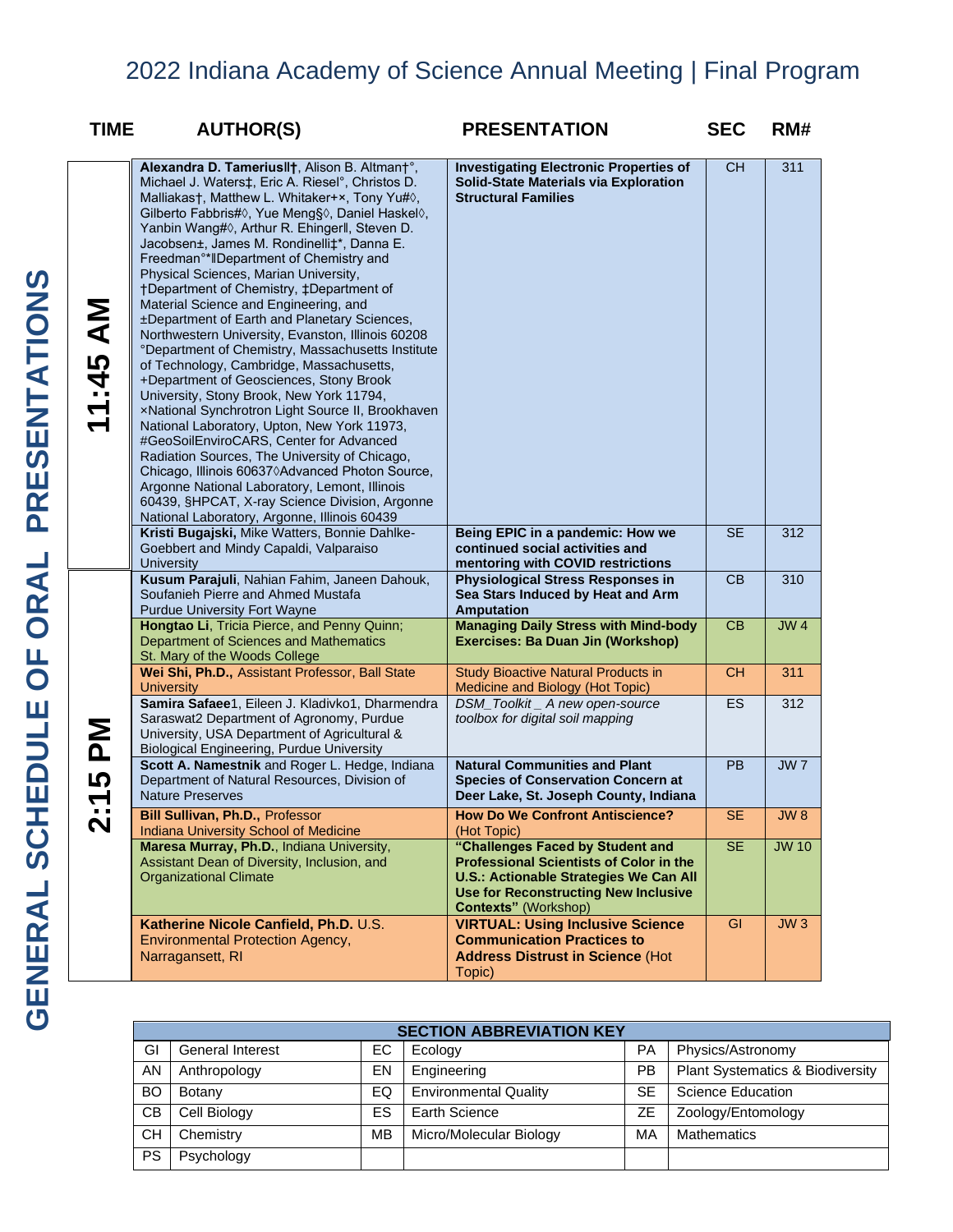# GENERAL SCHEDULE OF ORAL PRESENTATIONS

| TIME | AUTHOR(S) | PRESENTATION | SEC | RM# |
|---|---|---|---|---|
| 11:45 AM | **Alexandra D. Tamerius‖†**, Alison B. Altman†°, Michael J. Waters‡, Eric A. Riesel°, Christos D. Malliakas†, Matthew L. Whitaker+×, Tony Yu#◊, Gilberto Fabbris#◊, Yue Meng§◊, Daniel Haskel◊, Yanbin Wang#◊, Arthur R. Ehinger‖, Steven D. Jacobsen±, James M. Rondinelli‡*, Danna E. Freedman°*‖Department of Chemistry and Physical Sciences, Marian University, †Department of Chemistry, ‡Department of Material Science and Engineering, and ±Department of Earth and Planetary Sciences, Northwestern University, Evanston, Illinois 60208 °Department of Chemistry, Massachusetts Institute of Technology, Cambridge, Massachusetts, +Department of Geosciences, Stony Brook University, Stony Brook, New York 11794, ×National Synchrotron Light Source II, Brookhaven National Laboratory, Upton, New York 11973, #GeoSoilEnviroCARS, Center for Advanced Radiation Sources, The University of Chicago, Chicago, Illinois 60637◊Advanced Photon Source, Argonne National Laboratory, Lemont, Illinois 60439, §HPCAT, X-ray Science Division, Argonne National Laboratory, Argonne, Illinois 60439 | **Investigating Electronic Properties of Solid-State Materials via Exploration Structural Families** | CH | 311 |
| 11:45 AM | **Kristi Bugajski,** Mike Watters, Bonnie Dahlke-Goebbert and Mindy Capaldi, Valparaiso University | **Being EPIC in a pandemic: How we continued social activities and mentoring with COVID restrictions** | SE | 312 |
| 2:15 PM | **Kusum Parajuli**, Nahian Fahim, Janeen Dahouk, Soufanieh Pierre and Ahmed Mustafa Purdue University Fort Wayne | **Physiological Stress Responses in Sea Stars Induced by Heat and Arm Amputation** | CB | 310 |
| 2:15 PM | **Hongtao Li**, Tricia Pierce, and Penny Quinn; Department of Sciences and Mathematics St. Mary of the Woods College | **Managing Daily Stress with Mind-body Exercises: Ba Duan Jin (Workshop)** | CB | JW 4 |
| 2:15 PM | **Wei Shi, Ph.D.,** Assistant Professor, Ball State University | Study Bioactive Natural Products in Medicine and Biology (Hot Topic) | CH | 311 |
| 2:15 PM | **Samira Safaee**1, Eileen J. Kladivko1, Dharmendra Saraswat2 Department of Agronomy, Purdue University, USA Department of Agricultural & Biological Engineering, Purdue University | *DSM_Toolkit _ A new open-source toolbox for digital soil mapping* | ES | 312 |
| 2:15 PM | **Scott A. Namestnik** and Roger L. Hedge, Indiana Department of Natural Resources, Division of Nature Preserves | **Natural Communities and Plant Species of Conservation Concern at Deer Lake, St. Joseph County, Indiana** | PB | JW 7 |
| 2:15 PM | **Bill Sullivan, Ph.D.,** Professor Indiana University School of Medicine | **How Do We Confront Antiscience?** (Hot Topic) | SE | JW 8 |
| 2:15 PM | **Maresa Murray, Ph.D.**, Indiana University, Assistant Dean of Diversity, Inclusion, and Organizational Climate | **"Challenges Faced by Student and Professional Scientists of Color in the U.S.: Actionable Strategies We Can All Use for Reconstructing New Inclusive Contexts"** (Workshop) | SE | JW 10 |
| 2:15 PM | **Katherine Nicole Canfield, Ph.D.** U.S. Environmental Protection Agency, Narragansett, RI | **VIRTUAL: Using Inclusive Science Communication Practices to Address Distrust in Science** (Hot Topic) | GI | JW 3 |

| SECTION ABBREVIATION KEY | | | | | |
|---|---|---|---|---|---|
| GI | General Interest | EC | Ecology | PA | Physics/Astronomy |
| AN | Anthropology | EN | Engineering | PB | Plant Systematics & Biodiversity |
| BO | Botany | EQ | Environmental Quality | SE | Science Education |
| CB | Cell Biology | ES | Earth Science | ZE | Zoology/Entomology |
| CH | Chemistry | MB | Micro/Molecular Biology | MA | Mathematics |
| PS | Psychology | | | | |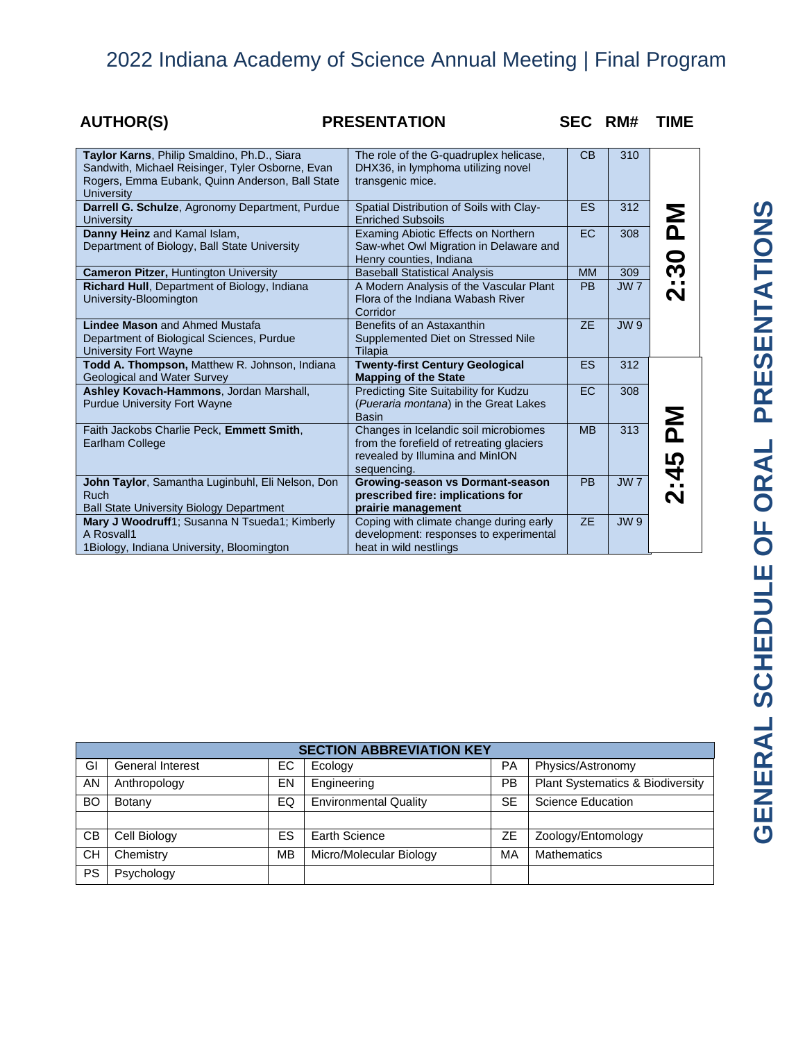# 2022 Indiana Academy of Science Annual Meeting | Final Program

# GENERAL SCHEDULE OF ORAL PRESENTATIONS

| AUTHOR(S) | PRESENTATION | SEC | RM# | TIME |
|---|---|---|---|---|
| **Taylor Karns**, Philip Smaldino, Ph.D., Siara Sandwith, Michael Reisinger, Tyler Osborne, Evan Rogers, Emma Eubank, Quinn Anderson, Ball State University | The role of the G-quadruplex helicase, DHX36, in lymphoma utilizing novel transgenic mice. | CB | 310 | 2:30 PM |
| **Darrell G. Schulze**, Agronomy Department, Purdue University | Spatial Distribution of Soils with Clay-Enriched Subsoils | ES | 312 | 2:30 PM |
| **Danny Heinz** and Kamal Islam, Department of Biology, Ball State University | Examing Abiotic Effects on Northern Saw-whet Owl Migration in Delaware and Henry counties, Indiana | EC | 308 | 2:30 PM |
| **Cameron Pitzer,** Huntington University | Baseball Statistical Analysis | MM | 309 | 2:30 PM |
| **Richard Hull**, Department of Biology, Indiana University-Bloomington | A Modern Analysis of the Vascular Plant Flora of the Indiana Wabash River Corridor | PB | JW 7 | 2:30 PM |
| **Lindee Mason** and Ahmed Mustafa Department of Biological Sciences, Purdue University Fort Wayne | Benefits of an Astaxanthin Supplemented Diet on Stressed Nile Tilapia | ZE | JW 9 | 2:30 PM |
| **Todd A. Thompson,** Matthew R. Johnson, Indiana Geological and Water Survey | **Twenty-first Century Geological Mapping of the State** | ES | 312 | 2:45 PM |
| **Ashley Kovach-Hammons**, Jordan Marshall, Purdue University Fort Wayne | Predicting Site Suitability for Kudzu (*Pueraria montana*) in the Great Lakes Basin | EC | 308 | 2:45 PM |
| Faith Jackobs Charlie Peck, **Emmett Smith**, Earlham College | Changes in Icelandic soil microbiomes from the forefield of retreating glaciers revealed by Illumina and MinION sequencing. | MB | 313 | 2:45 PM |
| **John Taylor**, Samantha Luginbuhl, Eli Nelson, Don Ruch Ball State University Biology Department | **Growing-season vs Dormant-season prescribed fire: implications for prairie management** | PB | JW 7 | 2:45 PM |
| **Mary J Woodruff**1; Susanna N Tsueda1; Kimberly A Rosvall1 1Biology, Indiana University, Bloomington | Coping with climate change during early development: responses to experimental heat in wild nestlings | ZE | JW 9 | 2:45 PM |

| SECTION ABBREVIATION KEY | | | | | |
|---|---|---|---|---|---|
| GI | General Interest | EC | Ecology | PA | Physics/Astronomy |
| AN | Anthropology | EN | Engineering | PB | Plant Systematics & Biodiversity |
| BO | Botany | EQ | Environmental Quality | SE | Science Education |
| | | | | | |
| CB | Cell Biology | ES | Earth Science | ZE | Zoology/Entomology |
| CH | Chemistry | MB | Micro/Molecular Biology | MA | Mathematics |
| PS | Psychology | | | | |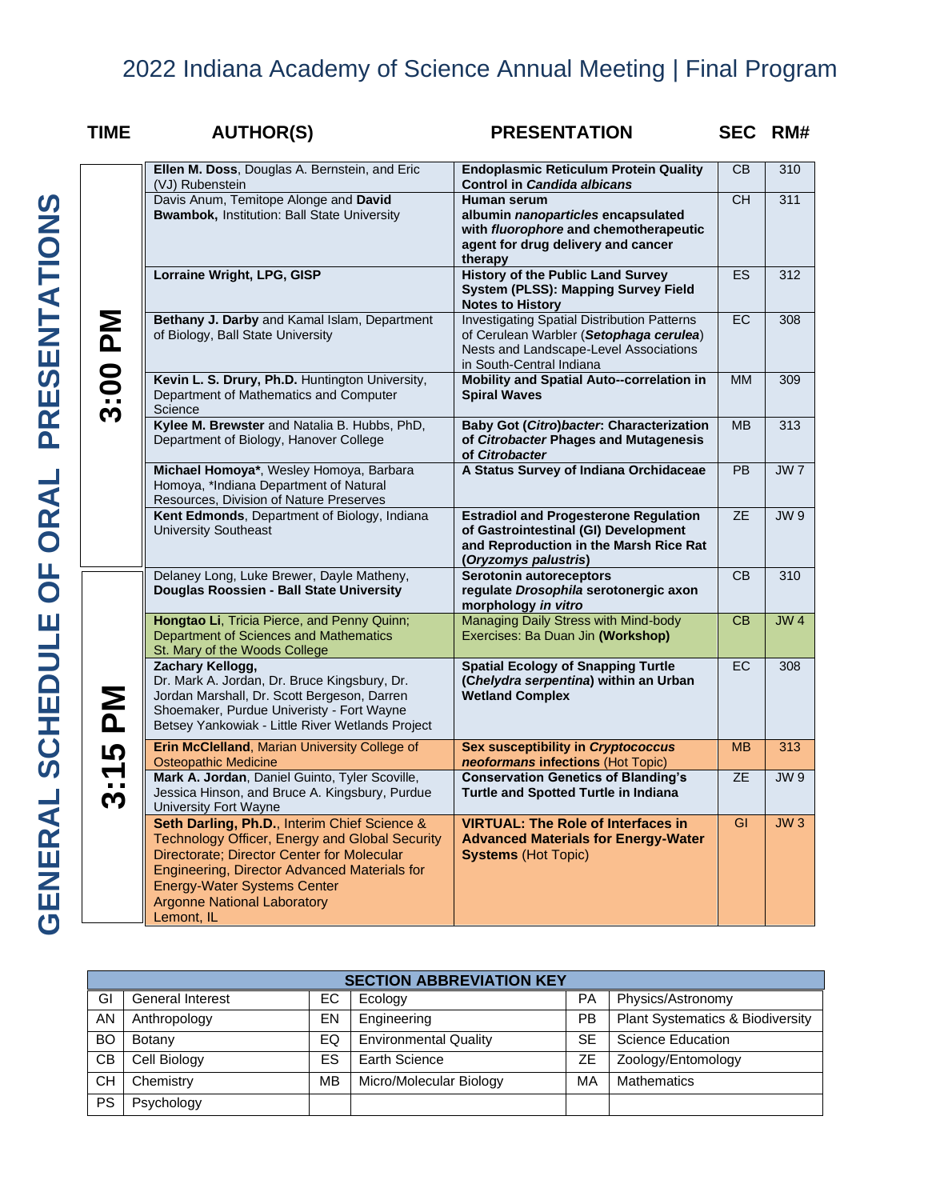# 2022 Indiana Academy of Science Annual Meeting | Final Program

## GENERAL SCHEDULE OF ORAL PRESENTATIONS

| TIME | AUTHOR(S) | PRESENTATION | SEC | RM# |
|---|---|---|---|---|
| 3:00 PM | **Ellen M. Doss**, Douglas A. Bernstein, and Eric (VJ) Rubenstein | **Endoplasmic Reticulum Protein Quality Control in *Candida albicans*** | CB | 310 |
| | Davis Anum, Temitope Alonge and **David Bwambok,** Institution: Ball State University | **Human serum albumin *nanoparticles* encapsulated with *fluorophore* and chemotherapeutic agent for drug delivery and cancer therapy** | CH | 311 |
| | **Lorraine Wright, LPG, GISP** | **History of the Public Land Survey System (PLSS): Mapping Survey Field Notes to History** | ES | 312 |
| | **Bethany J. Darby** and Kamal Islam, Department of Biology, Ball State University | Investigating Spatial Distribution Patterns of Cerulean Warbler (***Setophaga cerulea***) Nests and Landscape-Level Associations in South-Central Indiana | EC | 308 |
| | **Kevin L. S. Drury, Ph.D.** Huntington University, Department of Mathematics and Computer Science | **Mobility and Spatial Auto--correlation in Spiral Waves** | MM | 309 |
| | **Kylee M. Brewster** and Natalia B. Hubbs, PhD, Department of Biology, Hanover College | **Baby Got (*Citro*)*bacter*: Characterization of *Citrobacter* Phages and Mutagenesis of *Citrobacter*** | MB | 313 |
| | **Michael Homoya\***, Wesley Homoya, Barbara Homoya, \*Indiana Department of Natural Resources, Division of Nature Preserves | **A Status Survey of Indiana Orchidaceae** | PB | JW 7 |
| | **Kent Edmonds**, Department of Biology, Indiana University Southeast | **Estradiol and Progesterone Regulation of Gastrointestinal (GI) Development and Reproduction in the Marsh Rice Rat (*Oryzomys palustris*)** | ZE | JW 9 |
| 3:15 PM | Delaney Long, Luke Brewer, Dayle Matheny, **Douglas Roossien - Ball State University** | **Serotonin autoreceptors regulate *Drosophila* serotonergic axon morphology *in vitro*** | CB | 310 |
| | **Hongtao Li**, Tricia Pierce, and Penny Quinn; Department of Sciences and Mathematics St. Mary of the Woods College | Managing Daily Stress with Mind-body Exercises: Ba Duan Jin **(Workshop)** | CB | JW 4 |
| | **Zachary Kellogg,** Dr. Mark A. Jordan, Dr. Bruce Kingsbury, Dr. Jordan Marshall, Dr. Scott Bergeson, Darren Shoemaker, Purdue Univeristy - Fort Wayne Betsey Yankowiak - Little River Wetlands Project | **Spatial Ecology of Snapping Turtle (*Chelydra serpentina*) within an Urban Wetland Complex** | EC | 308 |
| | **Erin McClelland**, Marian University College of Osteopathic Medicine | ***Sex susceptibility in Cryptococcus neoformans* infections** (Hot Topic) | MB | 313 |
| | **Mark A. Jordan**, Daniel Guinto, Tyler Scoville, Jessica Hinson, and Bruce A. Kingsbury, Purdue University Fort Wayne | **Conservation Genetics of Blanding's Turtle and Spotted Turtle in Indiana** | ZE | JW 9 |
| | **Seth Darling, Ph.D.**, Interim Chief Science & Technology Officer, Energy and Global Security Directorate; Director Center for Molecular Engineering, Director Advanced Materials for Energy-Water Systems Center Argonne National Laboratory Lemont, IL | **VIRTUAL: The Role of Interfaces in Advanced Materials for Energy-Water Systems** (Hot Topic) | GI | JW 3 |

| SECTION ABBREVIATION KEY | | | | | |
|---|---|---|---|---|---|
| GI | General Interest | EC | Ecology | PA | Physics/Astronomy |
| AN | Anthropology | EN | Engineering | PB | Plant Systematics & Biodiversity |
| BO | Botany | EQ | Environmental Quality | SE | Science Education |
| CB | Cell Biology | ES | Earth Science | ZE | Zoology/Entomology |
| CH | Chemistry | MB | Micro/Molecular Biology | MA | Mathematics |
| PS | Psychology | | | | |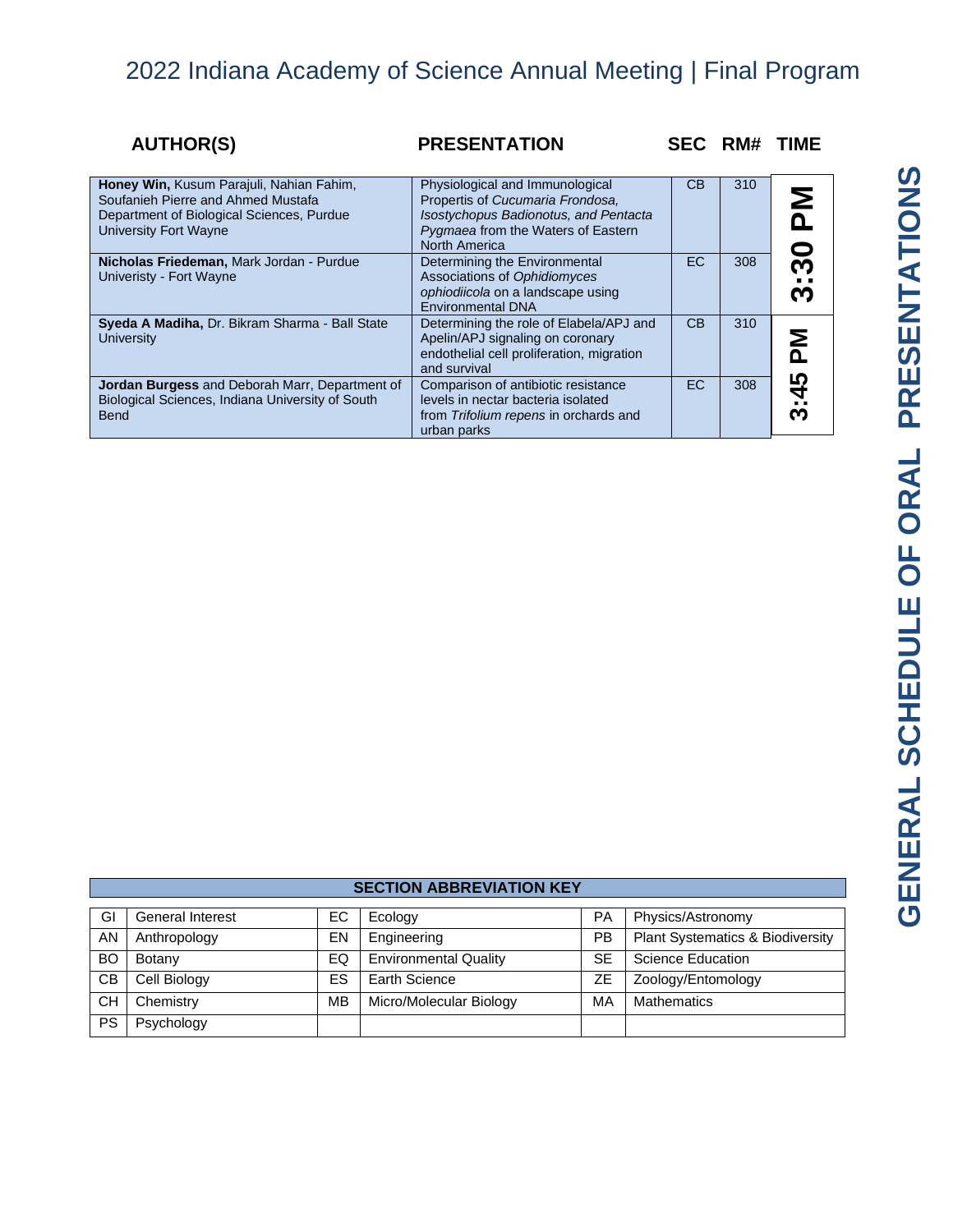| AUTHOR(S) | PRESENTATION | SEC | RM# | TIME |
|---|---|---|---|---|
| **Honey Win,** Kusum Parajuli, Nahian Fahim, Soufanieh Pierre and Ahmed Mustafa Department of Biological Sciences, Purdue University Fort Wayne | Physiological and Immunological Propertis of *Cucumaria Frondosa, Isostychopus Badionotus, and Pentacta Pygmaea* from the Waters of Eastern North America | CB | 310 | 3:30 PM |
| **Nicholas Friedeman,** Mark Jordan - Purdue Univeristy - Fort Wayne | Determining the Environmental Associations of *Ophidiomyces ophiodiicola* on a landscape using Environmental DNA | EC | 308 | 3:30 PM |
| **Syeda A Madiha,** Dr. Bikram Sharma - Ball State University | Determining the role of Elabela/APJ and Apelin/APJ signaling on coronary endothelial cell proliferation, migration and survival | CB | 310 | 3:45 PM |
| **Jordan Burgess** and Deborah Marr, Department of Biological Sciences, Indiana University of South Bend | Comparison of antibiotic resistance levels in nectar bacteria isolated from *Trifolium repens* in orchards and urban parks | EC | 308 | 3:45 PM |

**SECTION ABBREVIATION KEY**

| | | | | | |
|---|---|---|---|---|---|
| GI | General Interest | EC | Ecology | PA | Physics/Astronomy |
| AN | Anthropology | EN | Engineering | PB | Plant Systematics & Biodiversity |
| BO | Botany | EQ | Environmental Quality | SE | Science Education |
| CB | Cell Biology | ES | Earth Science | ZE | Zoology/Entomology |
| CH | Chemistry | MB | Micro/Molecular Biology | MA | Mathematics |
| PS | Psychology | | | | |